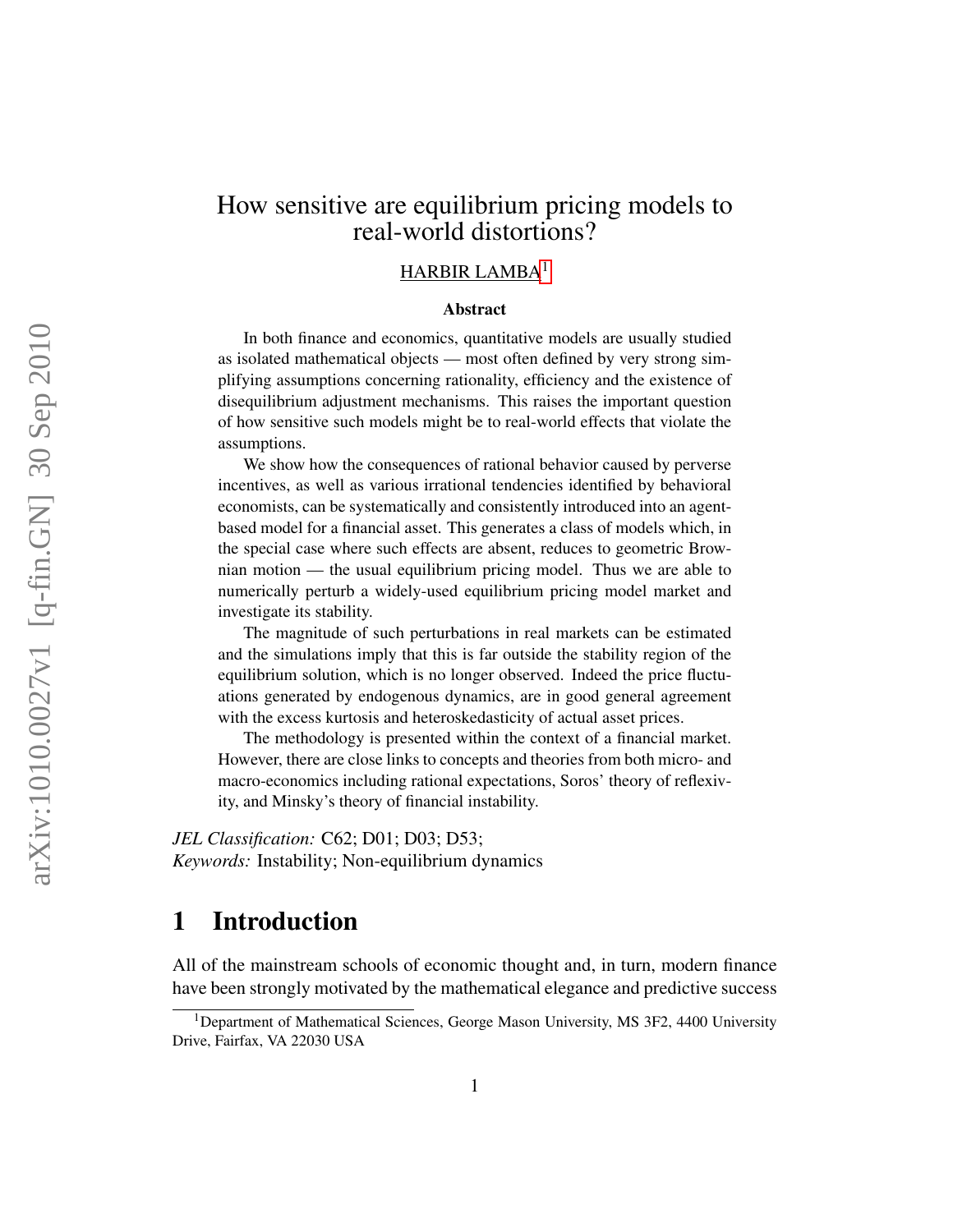# How sensitive are equilibrium pricing models to real-world distortions?

HARBIR LAMBA[1]

### Abstract

In both finance and economics, quantitative models are usually studied as isolated mathematical objects — most often defined by very strong simplifying assumptions concerning rationality, efficiency and the existence of disequilibrium adjustment mechanisms. This raises the important question of how sensitive such models might be to real-world effects that violate the assumptions.

We show how the consequences of rational behavior caused by perverse incentives, as well as various irrational tendencies identified by behavioral economists, can be systematically and consistently introduced into an agent-based model for a financial asset. This generates a class of models which, in the special case where such effects are absent, reduces to geometric Brownian motion — the usual equilibrium pricing model. Thus we are able to numerically perturb a widely-used equilibrium pricing model market and investigate its stability.

The magnitude of such perturbations in real markets can be estimated and the simulations imply that this is far outside the stability region of the equilibrium solution, which is no longer observed. Indeed the price fluctuations generated by endogenous dynamics, are in good general agreement with the excess kurtosis and heteroskedasticity of actual asset prices.

The methodology is presented within the context of a financial market. However, there are close links to concepts and theories from both micro- and macro-economics including rational expectations, Soros' theory of reflexivity, and Minsky's theory of financial instability.

*JEL Classification:* C62; D01; D03; D53;
*Keywords:* Instability; Non-equilibrium dynamics

## 1 Introduction

All of the mainstream schools of economic thought and, in turn, modern finance have been strongly motivated by the mathematical elegance and predictive success

[1] Department of Mathematical Sciences, George Mason University, MS 3F2, 4400 University Drive, Fairfax, VA 22030 USA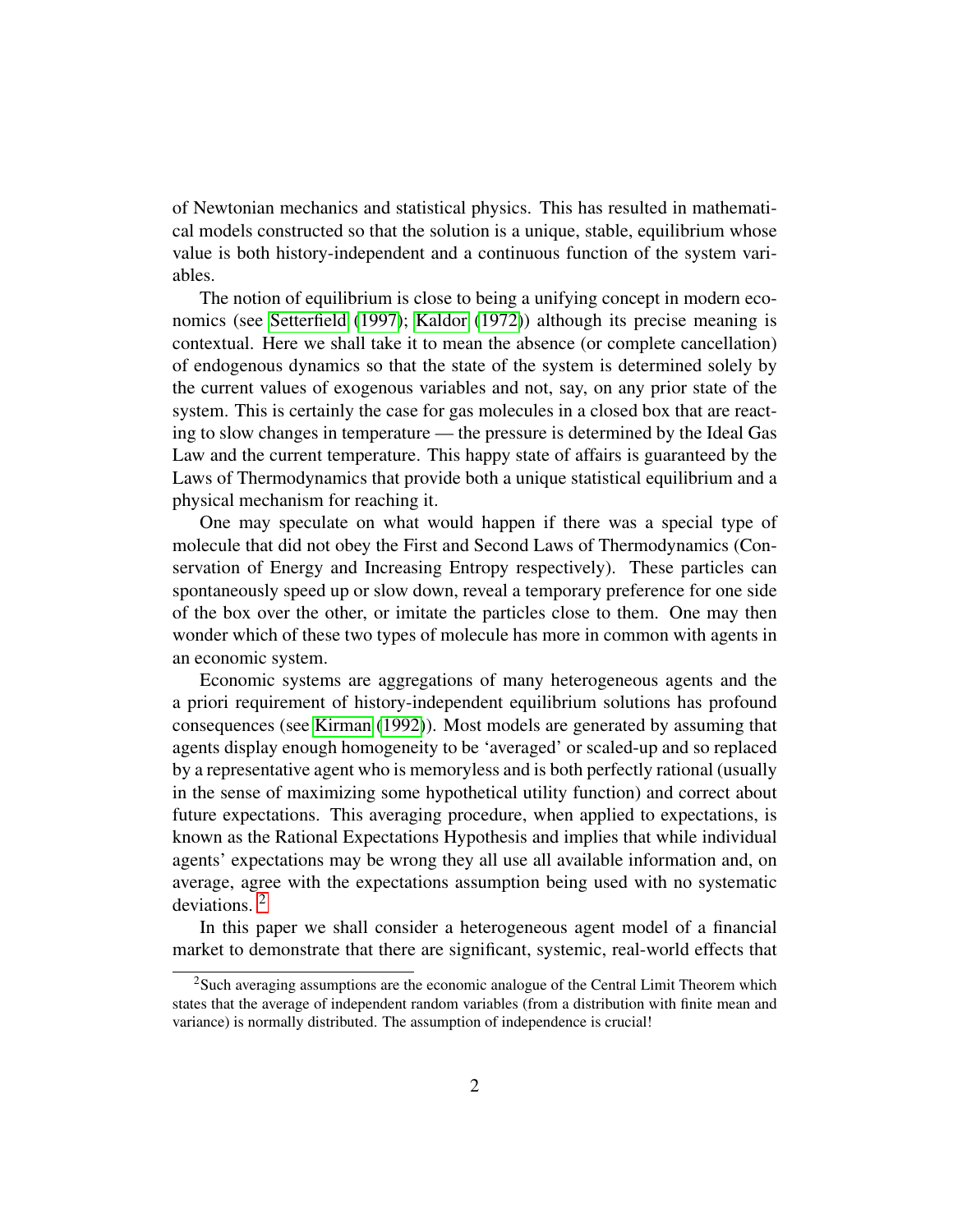of Newtonian mechanics and statistical physics. This has resulted in mathematical models constructed so that the solution is a unique, stable, equilibrium whose value is both history-independent and a continuous function of the system variables.

The notion of equilibrium is close to being a unifying concept in modern economics (see Setterfield (1997); Kaldor (1972)) although its precise meaning is contextual. Here we shall take it to mean the absence (or complete cancellation) of endogenous dynamics so that the state of the system is determined solely by the current values of exogenous variables and not, say, on any prior state of the system. This is certainly the case for gas molecules in a closed box that are reacting to slow changes in temperature — the pressure is determined by the Ideal Gas Law and the current temperature. This happy state of affairs is guaranteed by the Laws of Thermodynamics that provide both a unique statistical equilibrium and a physical mechanism for reaching it.

One may speculate on what would happen if there was a special type of molecule that did not obey the First and Second Laws of Thermodynamics (Conservation of Energy and Increasing Entropy respectively). These particles can spontaneously speed up or slow down, reveal a temporary preference for one side of the box over the other, or imitate the particles close to them. One may then wonder which of these two types of molecule has more in common with agents in an economic system.

Economic systems are aggregations of many heterogeneous agents and the a priori requirement of history-independent equilibrium solutions has profound consequences (see Kirman (1992)). Most models are generated by assuming that agents display enough homogeneity to be 'averaged' or scaled-up and so replaced by a representative agent who is memoryless and is both perfectly rational (usually in the sense of maximizing some hypothetical utility function) and correct about future expectations. This averaging procedure, when applied to expectations, is known as the Rational Expectations Hypothesis and implies that while individual agents' expectations may be wrong they all use all available information and, on average, agree with the expectations assumption being used with no systematic deviations. [2]

In this paper we shall consider a heterogeneous agent model of a financial market to demonstrate that there are significant, systemic, real-world effects that

[2] Such averaging assumptions are the economic analogue of the Central Limit Theorem which states that the average of independent random variables (from a distribution with finite mean and variance) is normally distributed. The assumption of independence is crucial!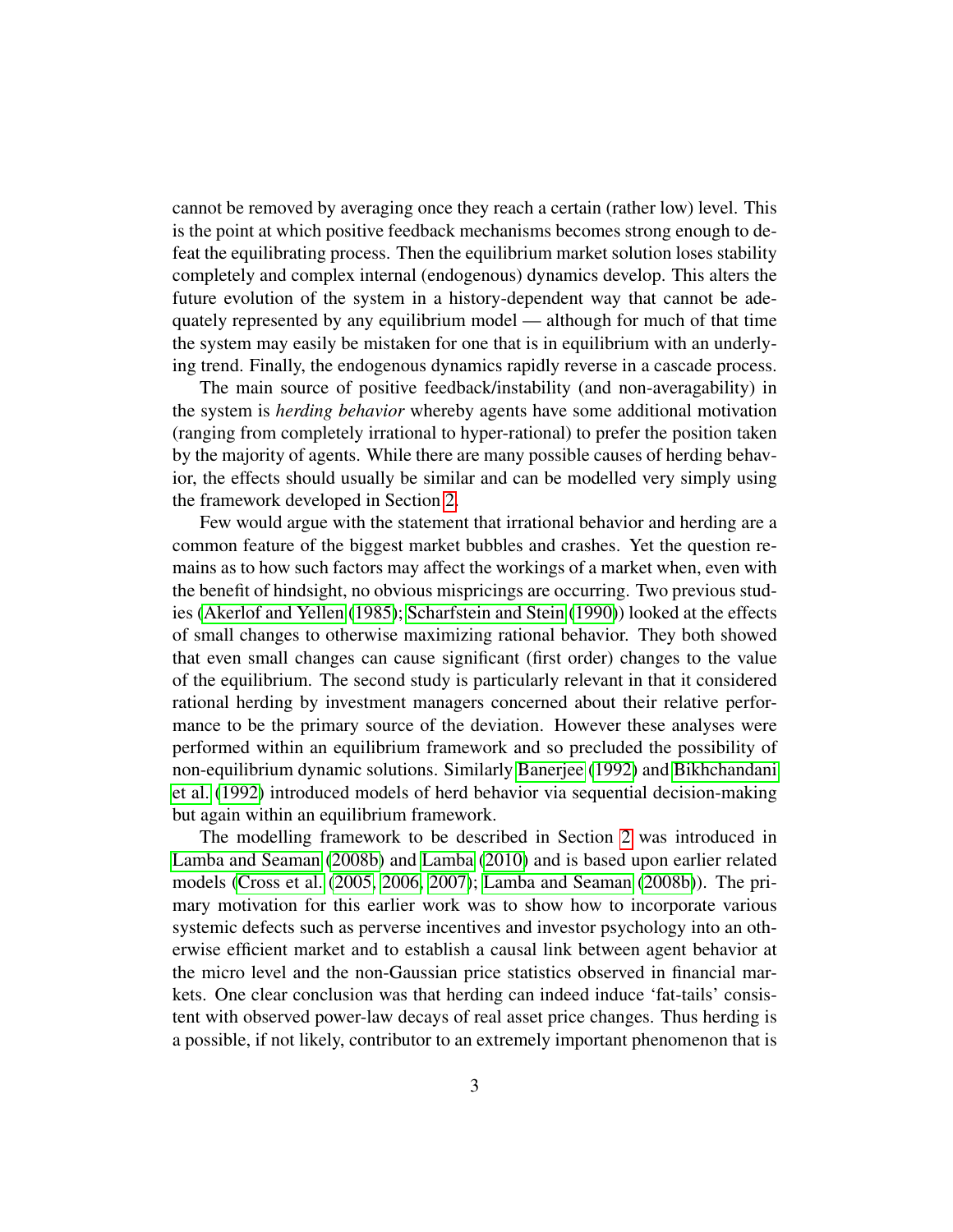cannot be removed by averaging once they reach a certain (rather low) level. This is the point at which positive feedback mechanisms becomes strong enough to defeat the equilibrating process. Then the equilibrium market solution loses stability completely and complex internal (endogenous) dynamics develop. This alters the future evolution of the system in a history-dependent way that cannot be adequately represented by any equilibrium model — although for much of that time the system may easily be mistaken for one that is in equilibrium with an underlying trend. Finally, the endogenous dynamics rapidly reverse in a cascade process.

The main source of positive feedback/instability (and non-averagability) in the system is *herding behavior* whereby agents have some additional motivation (ranging from completely irrational to hyper-rational) to prefer the position taken by the majority of agents. While there are many possible causes of herding behavior, the effects should usually be similar and can be modelled very simply using the framework developed in Section 2.

Few would argue with the statement that irrational behavior and herding are a common feature of the biggest market bubbles and crashes. Yet the question remains as to how such factors may affect the workings of a market when, even with the benefit of hindsight, no obvious mispricings are occurring. Two previous studies (Akerlof and Yellen (1985); Scharfstein and Stein (1990)) looked at the effects of small changes to otherwise maximizing rational behavior. They both showed that even small changes can cause significant (first order) changes to the value of the equilibrium. The second study is particularly relevant in that it considered rational herding by investment managers concerned about their relative performance to be the primary source of the deviation. However these analyses were performed within an equilibrium framework and so precluded the possibility of non-equilibrium dynamic solutions. Similarly Banerjee (1992) and Bikhchandani et al. (1992) introduced models of herd behavior via sequential decision-making but again within an equilibrium framework.

The modelling framework to be described in Section 2 was introduced in Lamba and Seaman (2008b) and Lamba (2010) and is based upon earlier related models (Cross et al. (2005, 2006, 2007); Lamba and Seaman (2008b)). The primary motivation for this earlier work was to show how to incorporate various systemic defects such as perverse incentives and investor psychology into an otherwise efficient market and to establish a causal link between agent behavior at the micro level and the non-Gaussian price statistics observed in financial markets. One clear conclusion was that herding can indeed induce 'fat-tails' consistent with observed power-law decays of real asset price changes. Thus herding is a possible, if not likely, contributor to an extremely important phenomenon that is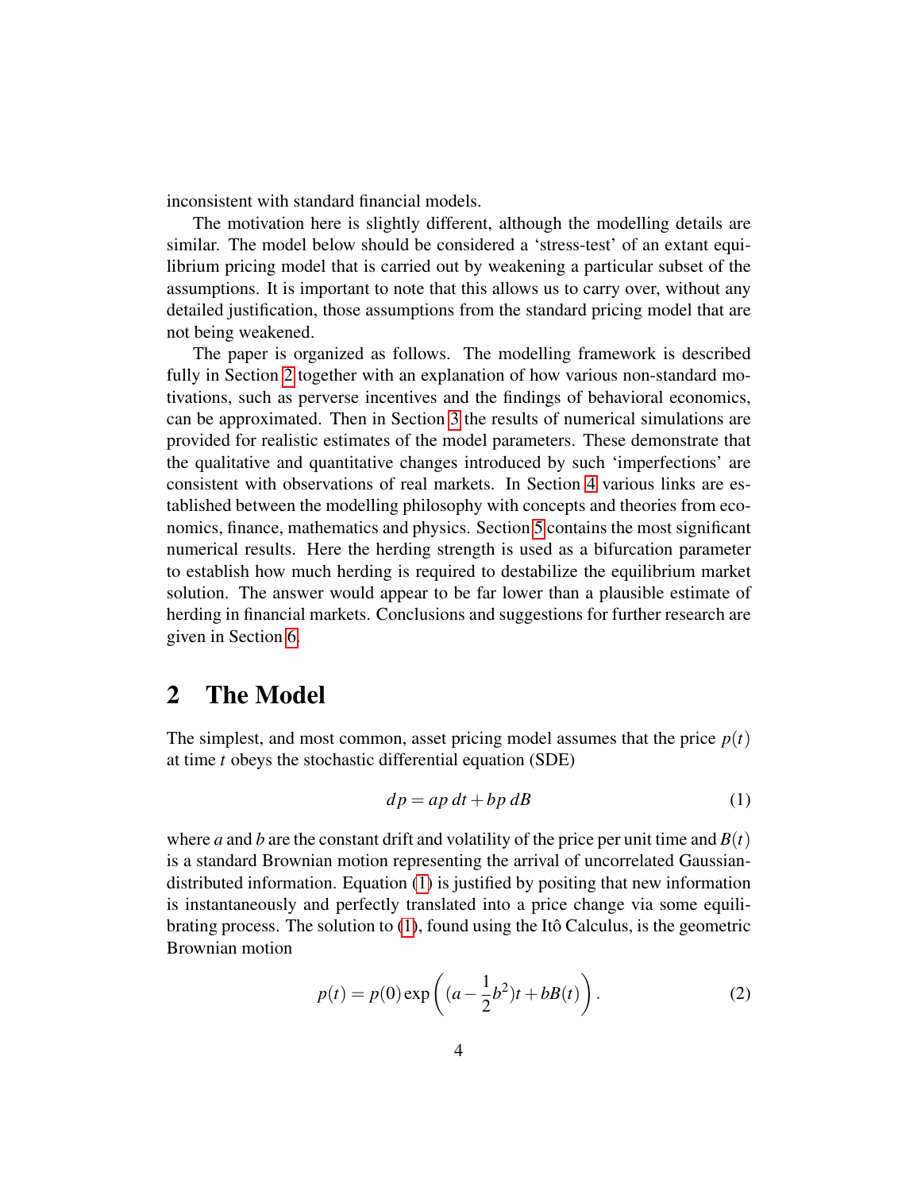inconsistent with standard financial models.

The motivation here is slightly different, although the modelling details are similar. The model below should be considered a 'stress-test' of an extant equilibrium pricing model that is carried out by weakening a particular subset of the assumptions. It is important to note that this allows us to carry over, without any detailed justification, those assumptions from the standard pricing model that are not being weakened.

The paper is organized as follows. The modelling framework is described fully in Section 2 together with an explanation of how various non-standard motivations, such as perverse incentives and the findings of behavioral economics, can be approximated. Then in Section 3 the results of numerical simulations are provided for realistic estimates of the model parameters. These demonstrate that the qualitative and quantitative changes introduced by such 'imperfections' are consistent with observations of real markets. In Section 4 various links are established between the modelling philosophy with concepts and theories from economics, finance, mathematics and physics. Section 5 contains the most significant numerical results. Here the herding strength is used as a bifurcation parameter to establish how much herding is required to destabilize the equilibrium market solution. The answer would appear to be far lower than a plausible estimate of herding in financial markets. Conclusions and suggestions for further research are given in Section 6.

# 2 The Model

The simplest, and most common, asset pricing model assumes that the price $p(t)$ at time $t$ obeys the stochastic differential equation (SDE)

$$dp = ap\,dt + bp\,dB \tag{1}$$

where $a$ and $b$ are the constant drift and volatility of the price per unit time and $B(t)$ is a standard Brownian motion representing the arrival of uncorrelated Gaussian-distributed information. Equation (1) is justified by positing that new information is instantaneously and perfectly translated into a price change via some equilibrating process. The solution to (1), found using the Itô Calculus, is the geometric Brownian motion

$$p(t) = p(0)\exp\left((a - \frac{1}{2}b^2)t + bB(t)\right). \tag{2}$$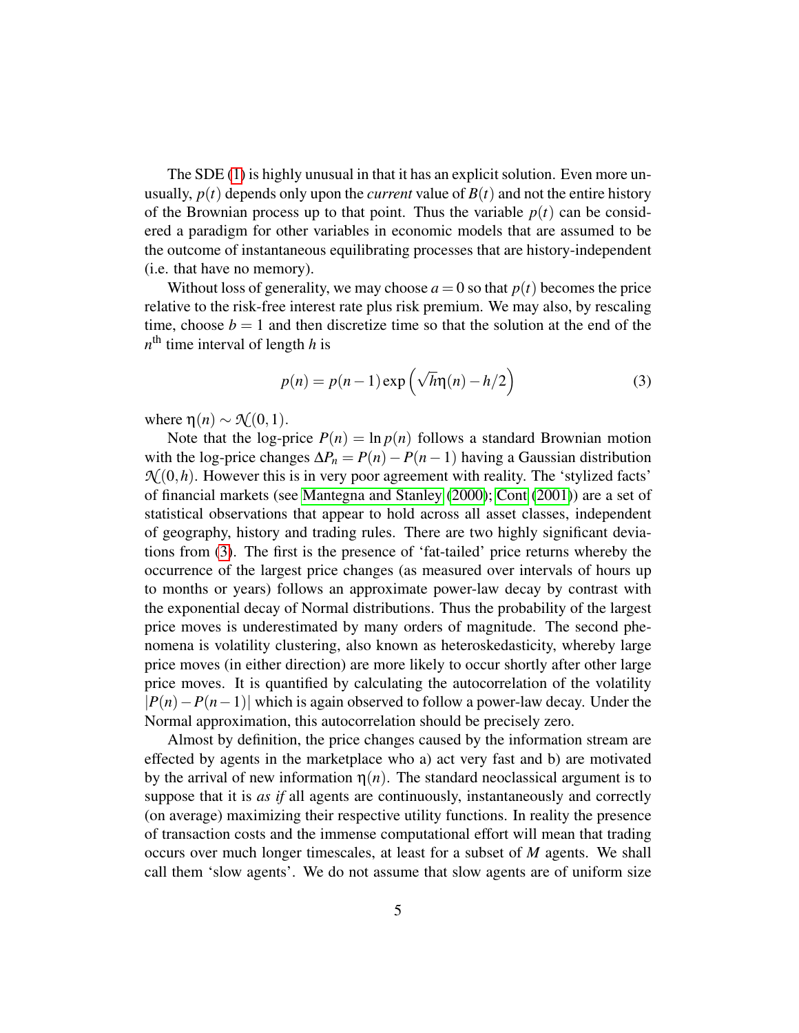The SDE (1) is highly unusual in that it has an explicit solution. Even more unusually, $p(t)$ depends only upon the *current* value of $B(t)$ and not the entire history of the Brownian process up to that point. Thus the variable $p(t)$ can be considered a paradigm for other variables in economic models that are assumed to be the outcome of instantaneous equilibrating processes that are history-independent (i.e. that have no memory).

Without loss of generality, we may choose $a = 0$ so that $p(t)$ becomes the price relative to the risk-free interest rate plus risk premium. We may also, by rescaling time, choose $b = 1$ and then discretize time so that the solution at the end of the $n^{\text{th}}$ time interval of length $h$ is

$$p(n) = p(n-1)\exp\left(\sqrt{h}\eta(n) - h/2\right) \tag{3}$$

where $\eta(n) \sim \mathcal{N}(0,1)$.

Note that the log-price $P(n) = \ln p(n)$ follows a standard Brownian motion with the log-price changes $\Delta P_n = P(n) - P(n-1)$ having a Gaussian distribution $\mathcal{N}(0,h)$. However this is in very poor agreement with reality. The 'stylized facts' of financial markets (see Mantegna and Stanley (2000); Cont (2001)) are a set of statistical observations that appear to hold across all asset classes, independent of geography, history and trading rules. There are two highly significant deviations from (3). The first is the presence of 'fat-tailed' price returns whereby the occurrence of the largest price changes (as measured over intervals of hours up to months or years) follows an approximate power-law decay by contrast with the exponential decay of Normal distributions. Thus the probability of the largest price moves is underestimated by many orders of magnitude. The second phenomena is volatility clustering, also known as heteroskedasticity, whereby large price moves (in either direction) are more likely to occur shortly after other large price moves. It is quantified by calculating the autocorrelation of the volatility $|P(n) - P(n-1)|$ which is again observed to follow a power-law decay. Under the Normal approximation, this autocorrelation should be precisely zero.

Almost by definition, the price changes caused by the information stream are effected by agents in the marketplace who a) act very fast and b) are motivated by the arrival of new information $\eta(n)$. The standard neoclassical argument is to suppose that it is *as if* all agents are continuously, instantaneously and correctly (on average) maximizing their respective utility functions. In reality the presence of transaction costs and the immense computational effort will mean that trading occurs over much longer timescales, at least for a subset of $M$ agents. We shall call them 'slow agents'. We do not assume that slow agents are of uniform size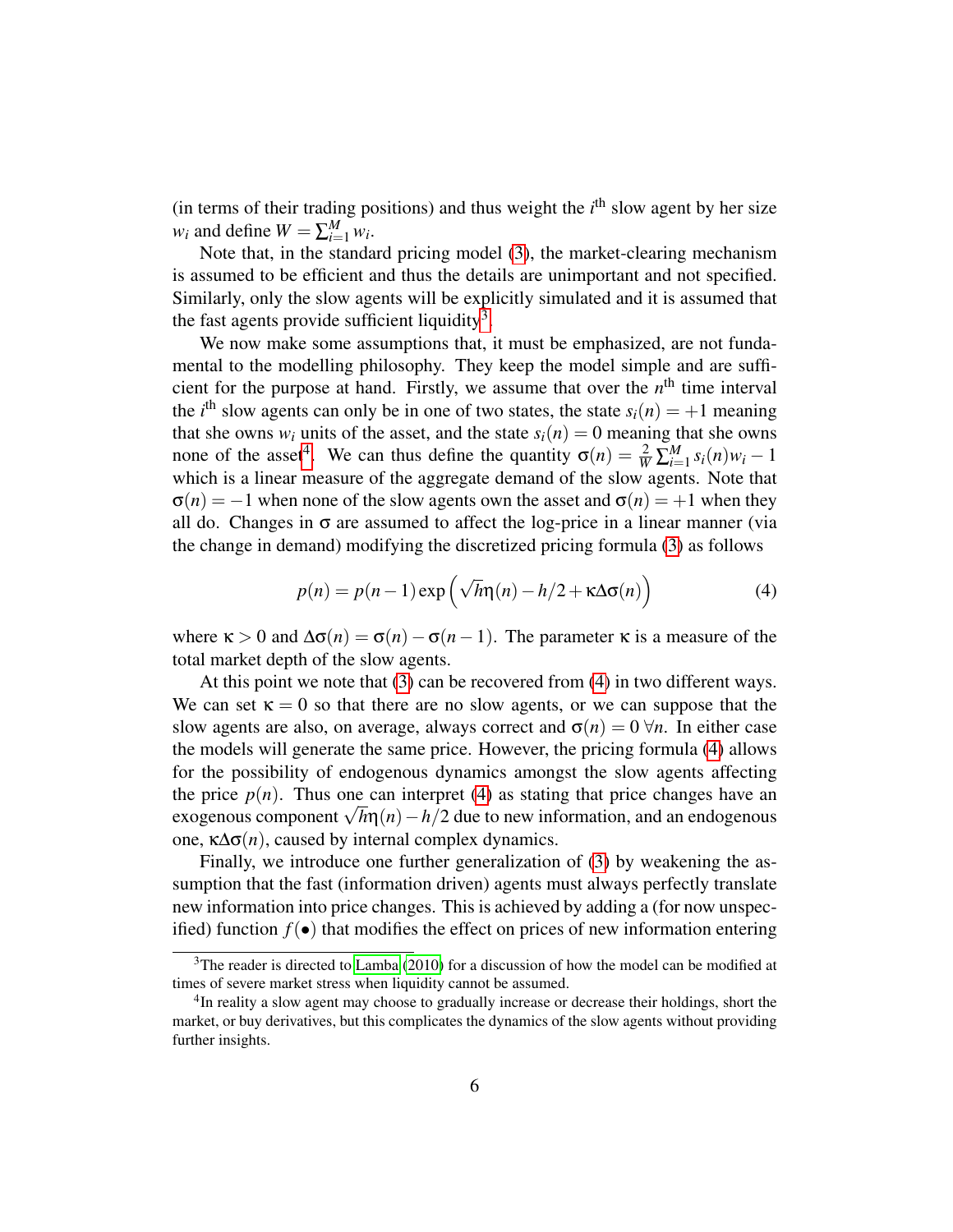(in terms of their trading positions) and thus weight the $i^{\text{th}}$ slow agent by her size $w_i$ and define $W = \sum_{i=1}^{M} w_i$.

Note that, in the standard pricing model (3), the market-clearing mechanism is assumed to be efficient and thus the details are unimportant and not specified. Similarly, only the slow agents will be explicitly simulated and it is assumed that the fast agents provide sufficient liquidity[3].

We now make some assumptions that, it must be emphasized, are not fundamental to the modelling philosophy. They keep the model simple and are sufficient for the purpose at hand. Firstly, we assume that over the $n^{\text{th}}$ time interval the $i^{\text{th}}$ slow agents can only be in one of two states, the state $s_i(n) = +1$ meaning that she owns $w_i$ units of the asset, and the state $s_i(n) = 0$ meaning that she owns none of the asset[4]. We can thus define the quantity $\sigma(n) = \frac{2}{W}\sum_{i=1}^{M} s_i(n) w_i - 1$ which is a linear measure of the aggregate demand of the slow agents. Note that $\sigma(n) = -1$ when none of the slow agents own the asset and $\sigma(n) = +1$ when they all do. Changes in $\sigma$ are assumed to affect the log-price in a linear manner (via the change in demand) modifying the discretized pricing formula (3) as follows

$$p(n) = p(n-1)\exp\left(\sqrt{h}\eta(n) - h/2 + \kappa\Delta\sigma(n)\right) \tag{4}$$

where $\kappa > 0$ and $\Delta\sigma(n) = \sigma(n) - \sigma(n-1)$. The parameter $\kappa$ is a measure of the total market depth of the slow agents.

At this point we note that (3) can be recovered from (4) in two different ways. We can set $\kappa = 0$ so that there are no slow agents, or we can suppose that the slow agents are also, on average, always correct and $\sigma(n) = 0\ \forall n$. In either case the models will generate the same price. However, the pricing formula (4) allows for the possibility of endogenous dynamics amongst the slow agents affecting the price $p(n)$. Thus one can interpret (4) as stating that price changes have an exogenous component $\sqrt{h}\eta(n) - h/2$ due to new information, and an endogenous one, $\kappa\Delta\sigma(n)$, caused by internal complex dynamics.

Finally, we introduce one further generalization of (3) by weakening the assumption that the fast (information driven) agents must always perfectly translate new information into price changes. This is achieved by adding a (for now unspecified) function $f(\bullet)$ that modifies the effect on prices of new information entering

[3] The reader is directed to Lamba (2010) for a discussion of how the model can be modified at times of severe market stress when liquidity cannot be assumed.

[4] In reality a slow agent may choose to gradually increase or decrease their holdings, short the market, or buy derivatives, but this complicates the dynamics of the slow agents without providing further insights.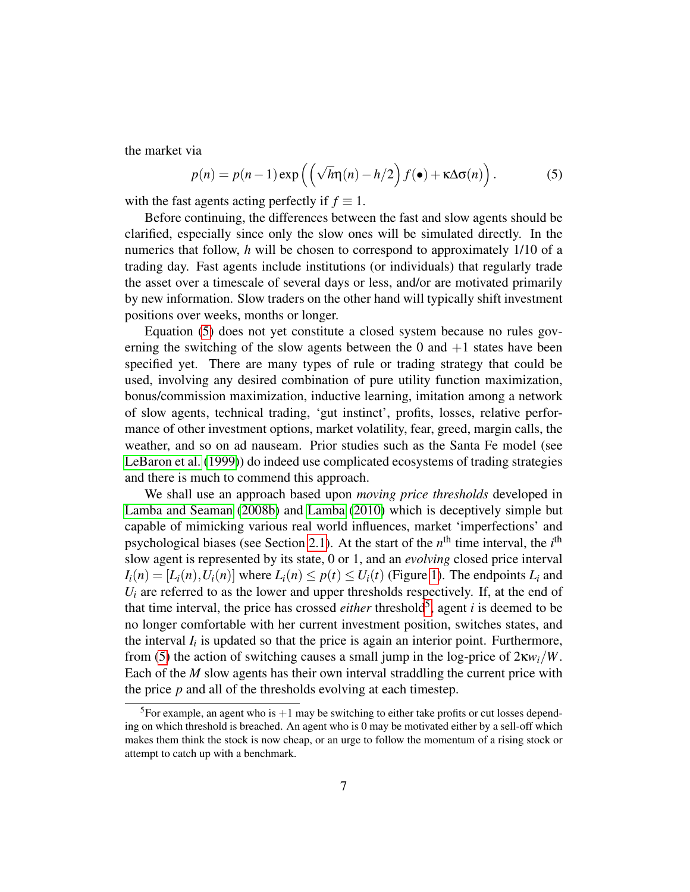the market via

$$p(n) = p(n-1)\exp\left(\left(\sqrt{h}\eta(n) - h/2\right)f(\bullet) + \kappa\Delta\sigma(n)\right). \tag{5}$$

with the fast agents acting perfectly if $f \equiv 1$.

Before continuing, the differences between the fast and slow agents should be clarified, especially since only the slow ones will be simulated directly. In the numerics that follow, $h$ will be chosen to correspond to approximately 1/10 of a trading day. Fast agents include institutions (or individuals) that regularly trade the asset over a timescale of several days or less, and/or are motivated primarily by new information. Slow traders on the other hand will typically shift investment positions over weeks, months or longer.

Equation (5) does not yet constitute a closed system because no rules governing the switching of the slow agents between the 0 and +1 states have been specified yet. There are many types of rule or trading strategy that could be used, involving any desired combination of pure utility function maximization, bonus/commission maximization, inductive learning, imitation among a network of slow agents, technical trading, 'gut instinct', profits, losses, relative performance of other investment options, market volatility, fear, greed, margin calls, the weather, and so on ad nauseam. Prior studies such as the Santa Fe model (see LeBaron et al. (1999)) do indeed use complicated ecosystems of trading strategies and there is much to commend this approach.

We shall use an approach based upon *moving price thresholds* developed in Lamba and Seaman (2008b) and Lamba (2010) which is deceptively simple but capable of mimicking various real world influences, market 'imperfections' and psychological biases (see Section 2.1). At the start of the $n^{\text{th}}$ time interval, the $i^{\text{th}}$ slow agent is represented by its state, 0 or 1, and an *evolving* closed price interval $I_i(n) = [L_i(n), U_i(n)]$ where $L_i(n) \leq p(t) \leq U_i(t)$ (Figure 1). The endpoints $L_i$ and $U_i$ are referred to as the lower and upper thresholds respectively. If, at the end of that time interval, the price has crossed *either* threshold[5], agent $i$ is deemed to be no longer comfortable with her current investment position, switches states, and the interval $I_i$ is updated so that the price is again an interior point. Furthermore, from (5) the action of switching causes a small jump in the log-price of $2\kappa w_i/W$. Each of the $M$ slow agents has their own interval straddling the current price with the price $p$ and all of the thresholds evolving at each timestep.

[5] For example, an agent who is +1 may be switching to either take profits or cut losses depending on which threshold is breached. An agent who is 0 may be motivated either by a sell-off which makes them think the stock is now cheap, or an urge to follow the momentum of a rising stock or attempt to catch up with a benchmark.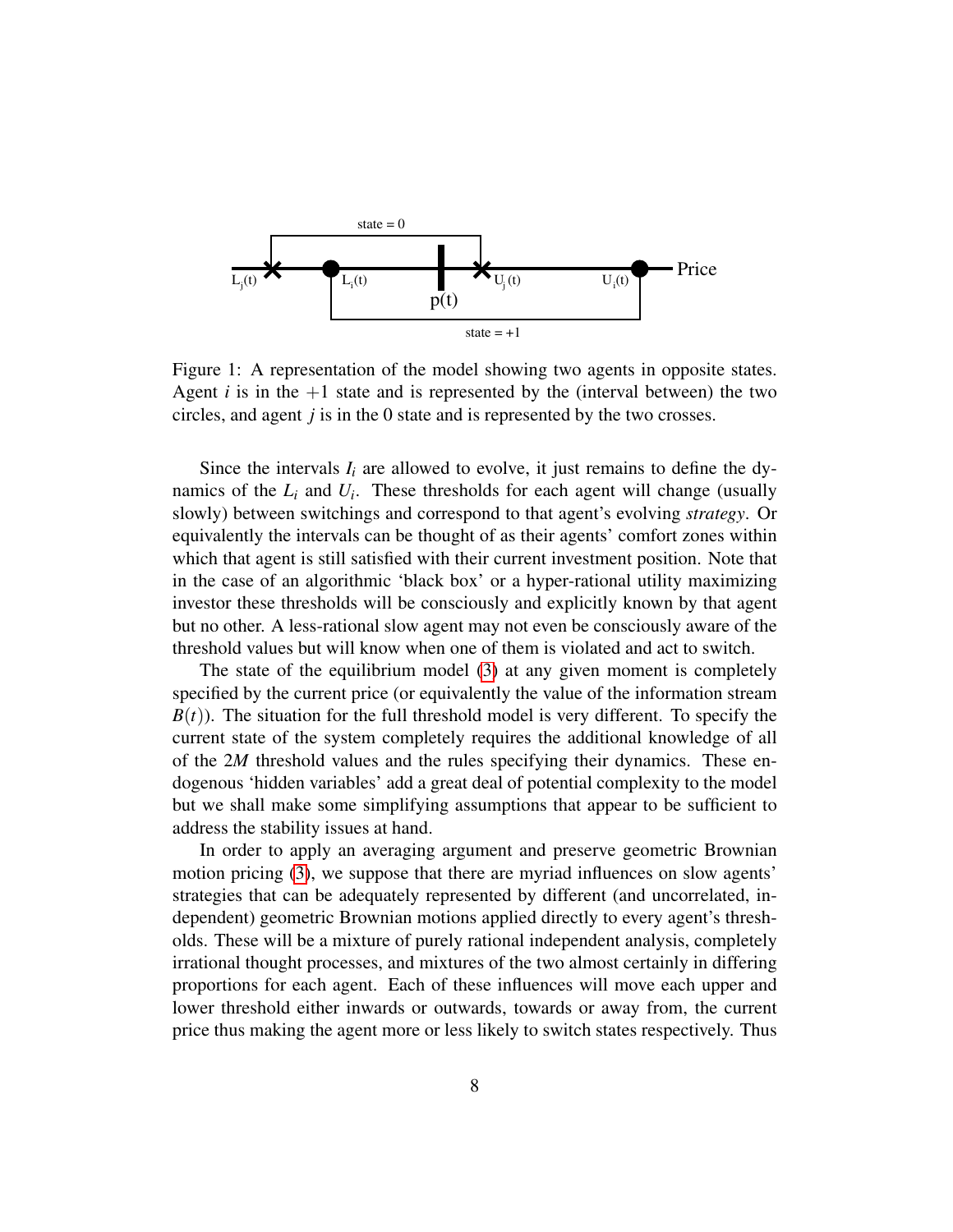state = 0

$L_j(t)$ $L_i(t)$ $p(t)$ $U_j(t)$ $U_i(t)$ Price

state = +1

Figure 1: A representation of the model showing two agents in opposite states. Agent $i$ is in the $+1$ state and is represented by the (interval between) the two circles, and agent $j$ is in the 0 state and is represented by the two crosses.

Since the intervals $I_i$ are allowed to evolve, it just remains to define the dynamics of the $L_i$ and $U_i$. These thresholds for each agent will change (usually slowly) between switchings and correspond to that agent's evolving *strategy*. Or equivalently the intervals can be thought of as their agents' comfort zones within which that agent is still satisfied with their current investment position. Note that in the case of an algorithmic 'black box' or a hyper-rational utility maximizing investor these thresholds will be consciously and explicitly known by that agent but no other. A less-rational slow agent may not even be consciously aware of the threshold values but will know when one of them is violated and act to switch.

The state of the equilibrium model (3) at any given moment is completely specified by the current price (or equivalently the value of the information stream $B(t)$). The situation for the full threshold model is very different. To specify the current state of the system completely requires the additional knowledge of all of the $2M$ threshold values and the rules specifying their dynamics. These endogenous 'hidden variables' add a great deal of potential complexity to the model but we shall make some simplifying assumptions that appear to be sufficient to address the stability issues at hand.

In order to apply an averaging argument and preserve geometric Brownian motion pricing (3), we suppose that there are myriad influences on slow agents' strategies that can be adequately represented by different (and uncorrelated, independent) geometric Brownian motions applied directly to every agent's thresholds. These will be a mixture of purely rational independent analysis, completely irrational thought processes, and mixtures of the two almost certainly in differing proportions for each agent. Each of these influences will move each upper and lower threshold either inwards or outwards, towards or away from, the current price thus making the agent more or less likely to switch states respectively. Thus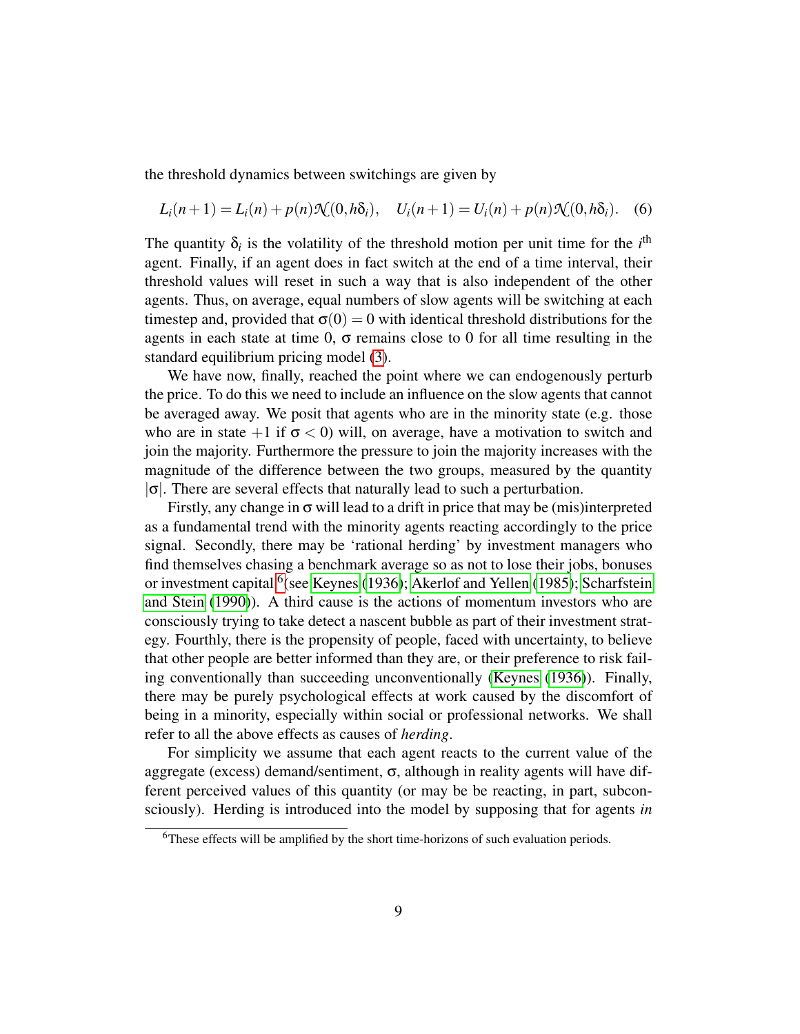the threshold dynamics between switchings are given by

$$L_i(n+1) = L_i(n) + p(n)\mathcal{N}(0, h\delta_i), \quad U_i(n+1) = U_i(n) + p(n)\mathcal{N}(0, h\delta_i). \quad (6)$$

The quantity $\delta_i$ is the volatility of the threshold motion per unit time for the $i^{\text{th}}$ agent. Finally, if an agent does in fact switch at the end of a time interval, their threshold values will reset in such a way that is also independent of the other agents. Thus, on average, equal numbers of slow agents will be switching at each timestep and, provided that $\sigma(0) = 0$ with identical threshold distributions for the agents in each state at time 0, $\sigma$ remains close to 0 for all time resulting in the standard equilibrium pricing model (3).

We have now, finally, reached the point where we can endogenously perturb the price. To do this we need to include an influence on the slow agents that cannot be averaged away. We posit that agents who are in the minority state (e.g. those who are in state $+1$ if $\sigma < 0$) will, on average, have a motivation to switch and join the majority. Furthermore the pressure to join the majority increases with the magnitude of the difference between the two groups, measured by the quantity $|\sigma|$. There are several effects that naturally lead to such a perturbation.

Firstly, any change in $\sigma$ will lead to a drift in price that may be (mis)interpreted as a fundamental trend with the minority agents reacting accordingly to the price signal. Secondly, there may be 'rational herding' by investment managers who find themselves chasing a benchmark average so as not to lose their jobs, bonuses or investment capital [6](see Keynes (1936); Akerlof and Yellen (1985); Scharfstein and Stein (1990)). A third cause is the actions of momentum investors who are consciously trying to take detect a nascent bubble as part of their investment strategy. Fourthly, there is the propensity of people, faced with uncertainty, to believe that other people are better informed than they are, or their preference to risk failing conventionally than succeeding unconventionally (Keynes (1936)). Finally, there may be purely psychological effects at work caused by the discomfort of being in a minority, especially within social or professional networks. We shall refer to all the above effects as causes of *herding*.

For simplicity we assume that each agent reacts to the current value of the aggregate (excess) demand/sentiment, $\sigma$, although in reality agents will have different perceived values of this quantity (or may be be reacting, in part, subconsciously). Herding is introduced into the model by supposing that for agents *in*

[6] These effects will be amplified by the short time-horizons of such evaluation periods.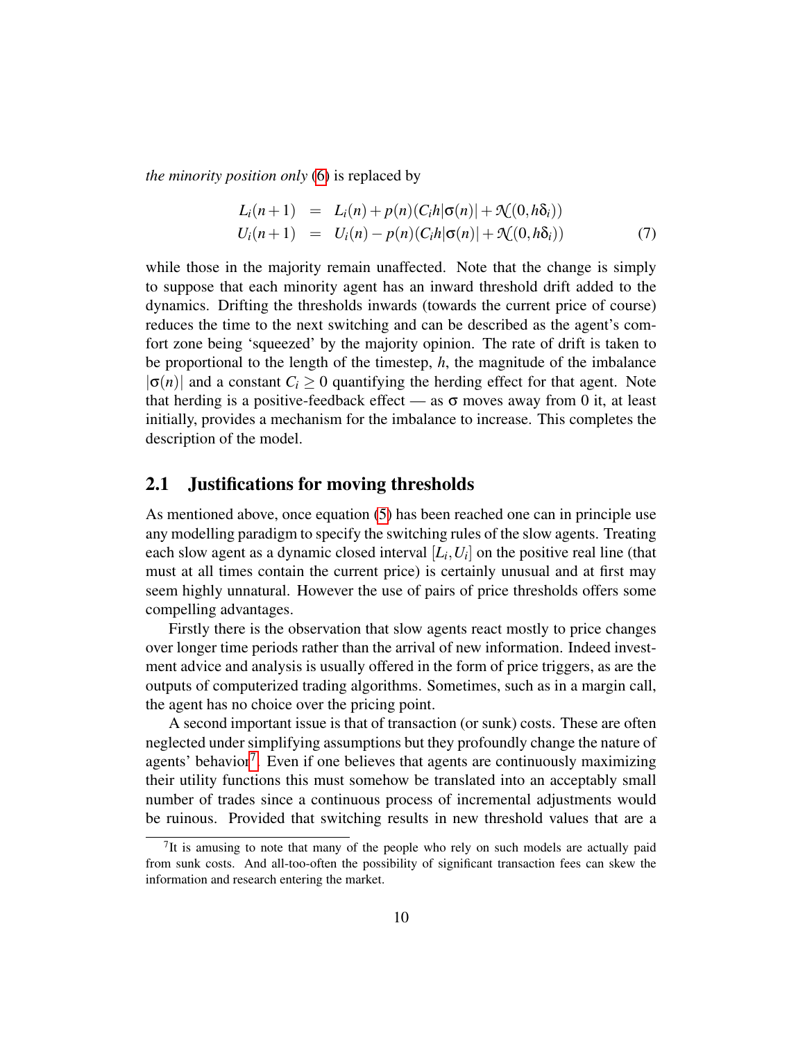*the minority position only* (6) is replaced by

$$
\begin{aligned}
L_i(n+1) &= L_i(n) + p(n)(C_i h|\sigma(n)| + \mathcal{N}(0, h\delta_i)) \\
U_i(n+1) &= U_i(n) - p(n)(C_i h|\sigma(n)| + \mathcal{N}(0, h\delta_i))
\end{aligned}
\tag{7}
$$

while those in the majority remain unaffected. Note that the change is simply to suppose that each minority agent has an inward threshold drift added to the dynamics. Drifting the thresholds inwards (towards the current price of course) reduces the time to the next switching and can be described as the agent's comfort zone being 'squeezed' by the majority opinion. The rate of drift is taken to be proportional to the length of the timestep, $h$, the magnitude of the imbalance $|\sigma(n)|$ and a constant $C_i \geq 0$ quantifying the herding effect for that agent. Note that herding is a positive-feedback effect — as $\sigma$ moves away from 0 it, at least initially, provides a mechanism for the imbalance to increase. This completes the description of the model.

## 2.1 Justifications for moving thresholds

As mentioned above, once equation (5) has been reached one can in principle use any modelling paradigm to specify the switching rules of the slow agents. Treating each slow agent as a dynamic closed interval $[L_i, U_i]$ on the positive real line (that must at all times contain the current price) is certainly unusual and at first may seem highly unnatural. However the use of pairs of price thresholds offers some compelling advantages.

Firstly there is the observation that slow agents react mostly to price changes over longer time periods rather than the arrival of new information. Indeed investment advice and analysis is usually offered in the form of price triggers, as are the outputs of computerized trading algorithms. Sometimes, such as in a margin call, the agent has no choice over the pricing point.

A second important issue is that of transaction (or sunk) costs. These are often neglected under simplifying assumptions but they profoundly change the nature of agents' behavior[7]. Even if one believes that agents are continuously maximizing their utility functions this must somehow be translated into an acceptably small number of trades since a continuous process of incremental adjustments would be ruinous. Provided that switching results in new threshold values that are a

[7] It is amusing to note that many of the people who rely on such models are actually paid from sunk costs. And all-too-often the possibility of significant transaction fees can skew the information and research entering the market.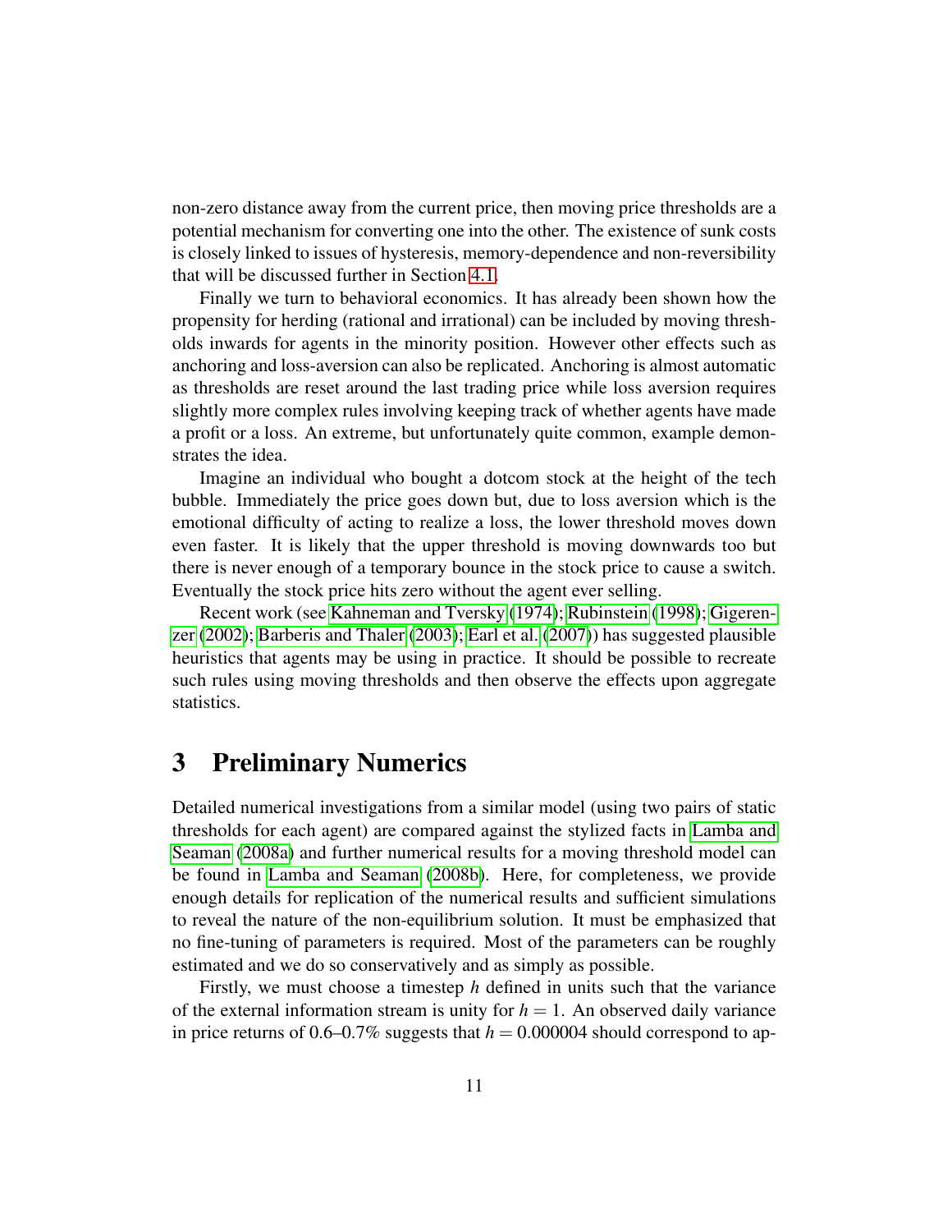non-zero distance away from the current price, then moving price thresholds are a potential mechanism for converting one into the other. The existence of sunk costs is closely linked to issues of hysteresis, memory-dependence and non-reversibility that will be discussed further in Section 4.1.

Finally we turn to behavioral economics. It has already been shown how the propensity for herding (rational and irrational) can be included by moving thresholds inwards for agents in the minority position. However other effects such as anchoring and loss-aversion can also be replicated. Anchoring is almost automatic as thresholds are reset around the last trading price while loss aversion requires slightly more complex rules involving keeping track of whether agents have made a profit or a loss. An extreme, but unfortunately quite common, example demonstrates the idea.

Imagine an individual who bought a dotcom stock at the height of the tech bubble. Immediately the price goes down but, due to loss aversion which is the emotional difficulty of acting to realize a loss, the lower threshold moves down even faster. It is likely that the upper threshold is moving downwards too but there is never enough of a temporary bounce in the stock price to cause a switch. Eventually the stock price hits zero without the agent ever selling.

Recent work (see Kahneman and Tversky (1974); Rubinstein (1998); Gigerenzer (2002); Barberis and Thaler (2003); Earl et al. (2007)) has suggested plausible heuristics that agents may be using in practice. It should be possible to recreate such rules using moving thresholds and then observe the effects upon aggregate statistics.

# 3 Preliminary Numerics

Detailed numerical investigations from a similar model (using two pairs of static thresholds for each agent) are compared against the stylized facts in Lamba and Seaman (2008a) and further numerical results for a moving threshold model can be found in Lamba and Seaman (2008b). Here, for completeness, we provide enough details for replication of the numerical results and sufficient simulations to reveal the nature of the non-equilibrium solution. It must be emphasized that no fine-tuning of parameters is required. Most of the parameters can be roughly estimated and we do so conservatively and as simply as possible.

Firstly, we must choose a timestep $h$ defined in units such that the variance of the external information stream is unity for $h = 1$. An observed daily variance in price returns of 0.6–0.7% suggests that $h = 0.000004$ should correspond to ap-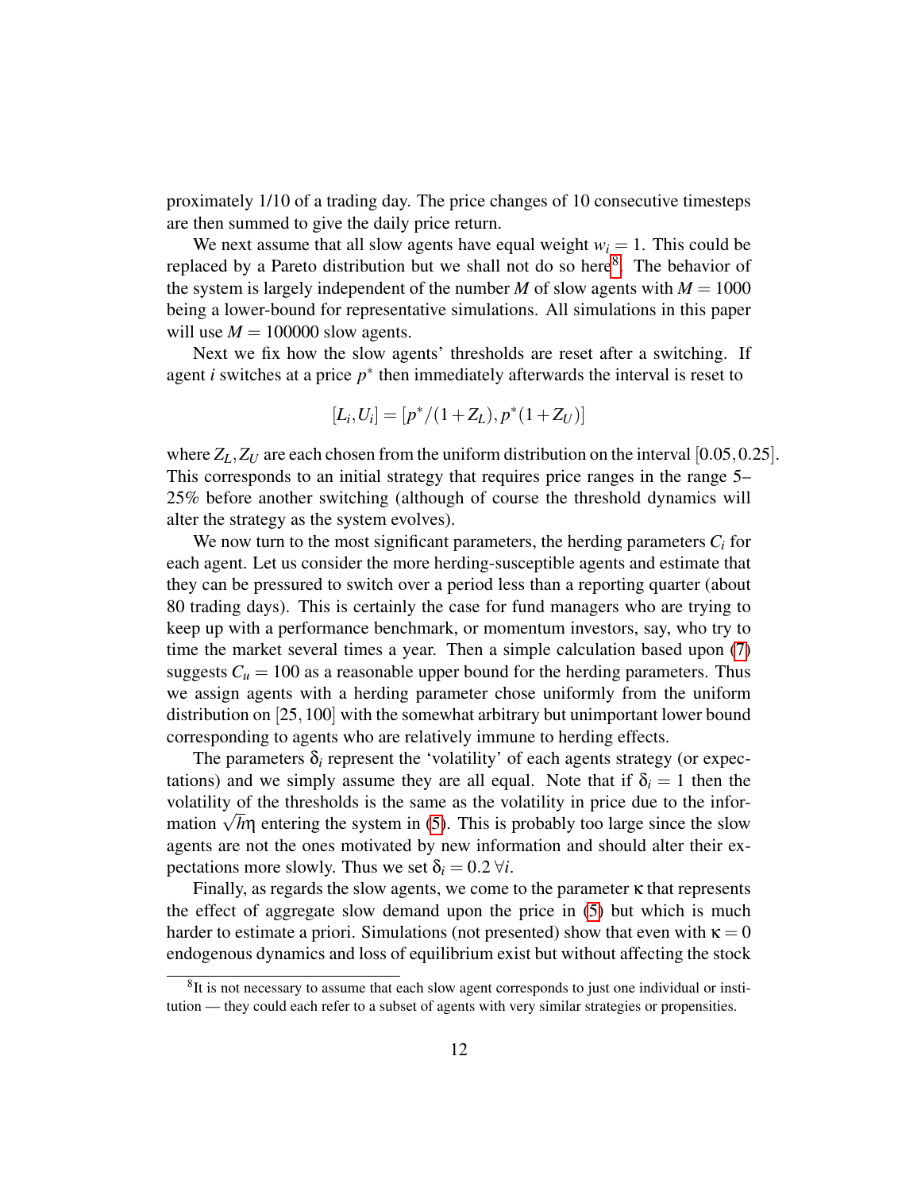proximately 1/10 of a trading day. The price changes of 10 consecutive timesteps are then summed to give the daily price return.

We next assume that all slow agents have equal weight $w_i = 1$. This could be replaced by a Pareto distribution but we shall not do so here[8]. The behavior of the system is largely independent of the number $M$ of slow agents with $M = 1000$ being a lower-bound for representative simulations. All simulations in this paper will use $M = 100000$ slow agents.

Next we fix how the slow agents' thresholds are reset after a switching. If agent $i$ switches at a price $p^*$ then immediately afterwards the interval is reset to

$$[L_i, U_i] = [p^*/(1 + Z_L), p^*(1 + Z_U)]$$

where $Z_L, Z_U$ are each chosen from the uniform distribution on the interval $[0.05, 0.25]$. This corresponds to an initial strategy that requires price ranges in the range 5–25% before another switching (although of course the threshold dynamics will alter the strategy as the system evolves).

We now turn to the most significant parameters, the herding parameters $C_i$ for each agent. Let us consider the more herding-susceptible agents and estimate that they can be pressured to switch over a period less than a reporting quarter (about 80 trading days). This is certainly the case for fund managers who are trying to keep up with a performance benchmark, or momentum investors, say, who try to time the market several times a year. Then a simple calculation based upon (7) suggests $C_u = 100$ as a reasonable upper bound for the herding parameters. Thus we assign agents with a herding parameter chose uniformly from the uniform distribution on $[25, 100]$ with the somewhat arbitrary but unimportant lower bound corresponding to agents who are relatively immune to herding effects.

The parameters $\delta_i$ represent the 'volatility' of each agents strategy (or expectations) and we simply assume they are all equal. Note that if $\delta_i = 1$ then the volatility of the thresholds is the same as the volatility in price due to the information $\sqrt{h}\eta$ entering the system in (5). This is probably too large since the slow agents are not the ones motivated by new information and should alter their expectations more slowly. Thus we set $\delta_i = 0.2\ \forall i$.

Finally, as regards the slow agents, we come to the parameter $\kappa$ that represents the effect of aggregate slow demand upon the price in (5) but which is much harder to estimate a priori. Simulations (not presented) show that even with $\kappa = 0$ endogenous dynamics and loss of equilibrium exist but without affecting the stock

[8] It is not necessary to assume that each slow agent corresponds to just one individual or institution — they could each refer to a subset of agents with very similar strategies or propensities.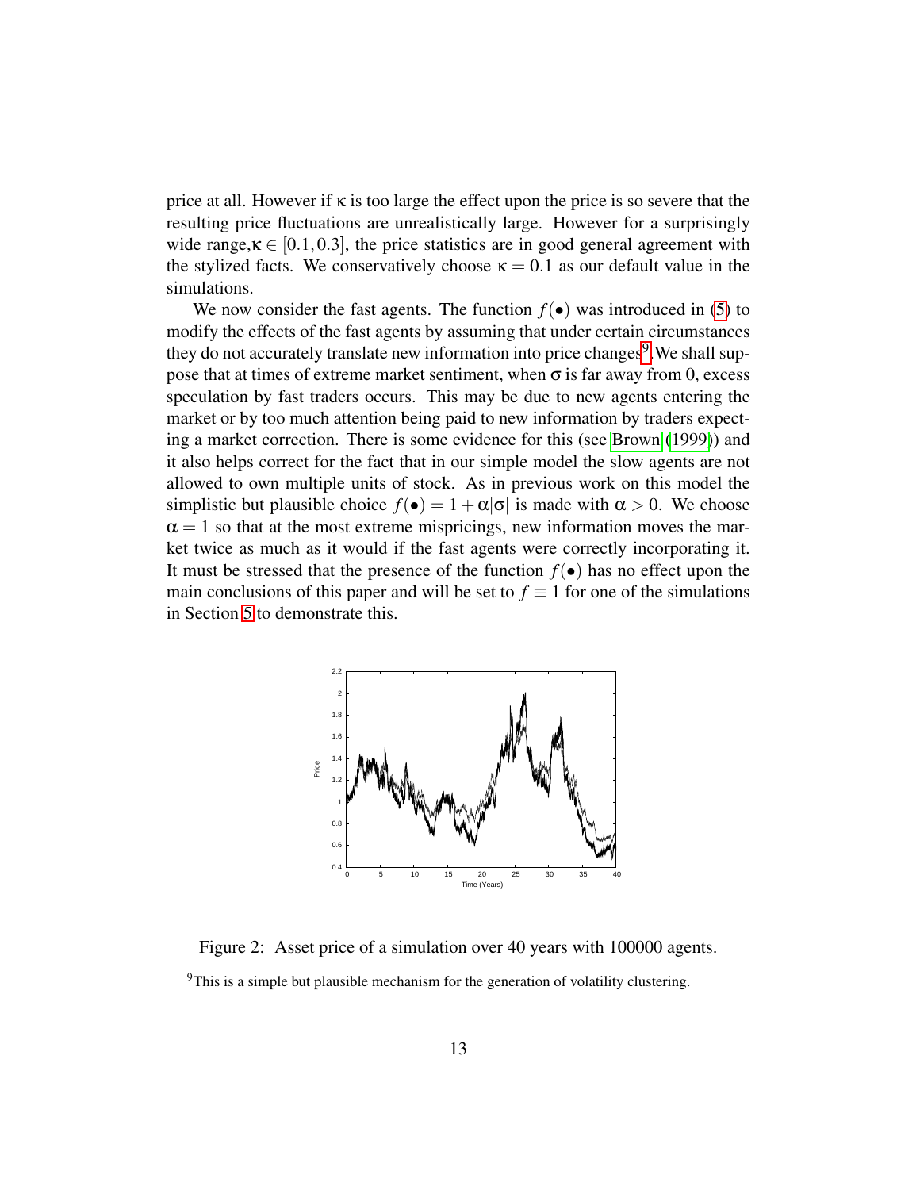price at all. However if $\kappa$ is too large the effect upon the price is so severe that the resulting price fluctuations are unrealistically large. However for a surprisingly wide range, $\kappa \in [0.1, 0.3]$, the price statistics are in good general agreement with the stylized facts. We conservatively choose $\kappa = 0.1$ as our default value in the simulations.

We now consider the fast agents. The function $f(\bullet)$ was introduced in (5) to modify the effects of the fast agents by assuming that under certain circumstances they do not accurately translate new information into price changes[9]. We shall suppose that at times of extreme market sentiment, when $\sigma$ is far away from 0, excess speculation by fast traders occurs. This may be due to new agents entering the market or by too much attention being paid to new information by traders expecting a market correction. There is some evidence for this (see Brown (1999)) and it also helps correct for the fact that in our simple model the slow agents are not allowed to own multiple units of stock. As in previous work on this model the simplistic but plausible choice $f(\bullet) = 1 + \alpha|\sigma|$ is made with $\alpha > 0$. We choose $\alpha = 1$ so that at the most extreme mispricings, new information moves the market twice as much as it would if the fast agents were correctly incorporating it. It must be stressed that the presence of the function $f(\bullet)$ has no effect upon the main conclusions of this paper and will be set to $f \equiv 1$ for one of the simulations in Section 5 to demonstrate this.

Price

2.2
2
1.8
1.6
1.4
1.2
1
0.8
0.6
0.4

0 5 10 15 20 25 30 35 40

Time (Years)

Figure 2: Asset price of a simulation over 40 years with 100000 agents.

[9] This is a simple but plausible mechanism for the generation of volatility clustering.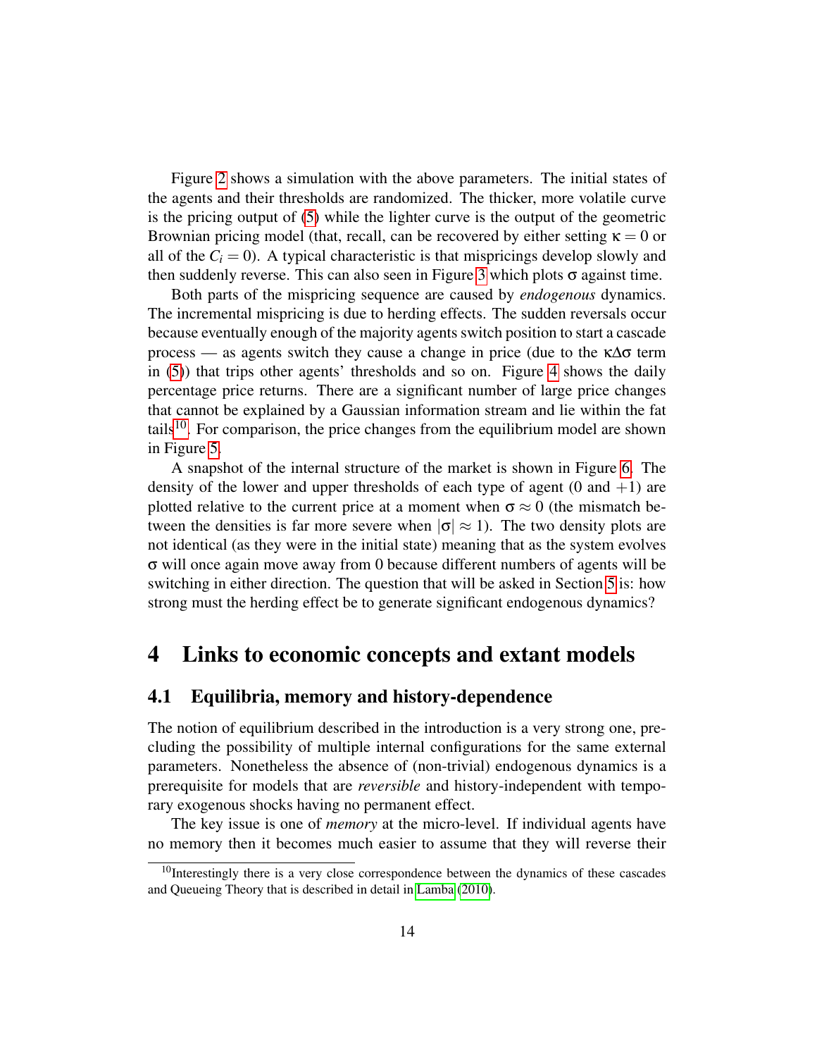Figure 2 shows a simulation with the above parameters. The initial states of the agents and their thresholds are randomized. The thicker, more volatile curve is the pricing output of (5) while the lighter curve is the output of the geometric Brownian pricing model (that, recall, can be recovered by either setting $\kappa = 0$ or all of the $C_i = 0$). A typical characteristic is that mispricings develop slowly and then suddenly reverse. This can also seen in Figure 3 which plots $\sigma$ against time.

Both parts of the mispricing sequence are caused by *endogenous* dynamics. The incremental mispricing is due to herding effects. The sudden reversals occur because eventually enough of the majority agents switch position to start a cascade process — as agents switch they cause a change in price (due to the $\kappa\Delta\sigma$ term in (5)) that trips other agents' thresholds and so on. Figure 4 shows the daily percentage price returns. There are a significant number of large price changes that cannot be explained by a Gaussian information stream and lie within the fat tails[10]. For comparison, the price changes from the equilibrium model are shown in Figure 5.

A snapshot of the internal structure of the market is shown in Figure 6. The density of the lower and upper thresholds of each type of agent (0 and $+1$) are plotted relative to the current price at a moment when $\sigma \approx 0$ (the mismatch between the densities is far more severe when $|\sigma| \approx 1$). The two density plots are not identical (as they were in the initial state) meaning that as the system evolves $\sigma$ will once again move away from 0 because different numbers of agents will be switching in either direction. The question that will be asked in Section 5 is: how strong must the herding effect be to generate significant endogenous dynamics?

# 4 Links to economic concepts and extant models

## 4.1 Equilibria, memory and history-dependence

The notion of equilibrium described in the introduction is a very strong one, precluding the possibility of multiple internal configurations for the same external parameters. Nonetheless the absence of (non-trivial) endogenous dynamics is a prerequisite for models that are *reversible* and history-independent with temporary exogenous shocks having no permanent effect.

The key issue is one of *memory* at the micro-level. If individual agents have no memory then it becomes much easier to assume that they will reverse their

[10] Interestingly there is a very close correspondence between the dynamics of these cascades and Queueing Theory that is described in detail in Lamba (2010).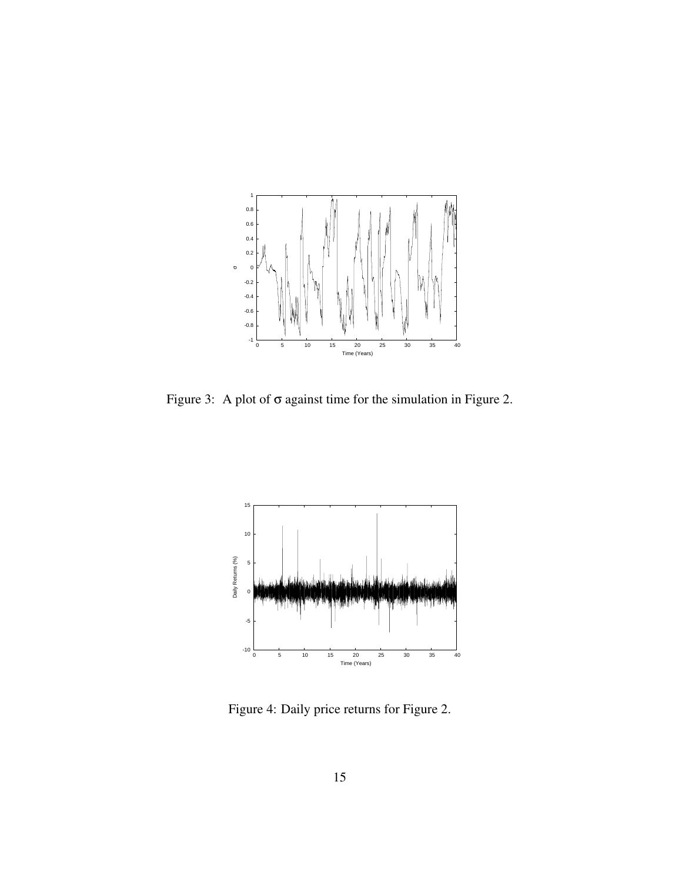1
0.8
0.6
0.4
0.2
0
-0.2
-0.4
-0.6
-0.8
-1

$\sigma$

0 5 10 15 20 25 30 35 40

Time (Years)

Figure 3: A plot of $\sigma$ against time for the simulation in Figure 2.

15
10
5
0
-5
-10

Daily Returns (%)

0 5 10 15 20 25 30 35 40

Time (Years)

Figure 4: Daily price returns for Figure 2.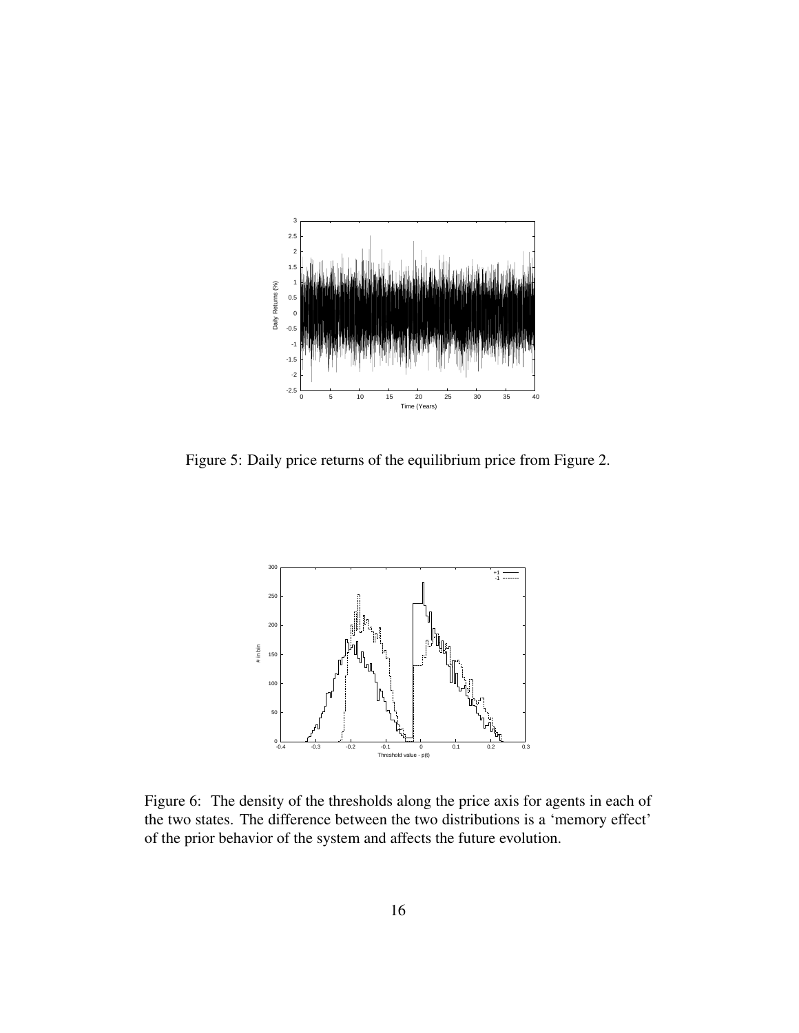3
2.5
2
1.5
1
0.5
0
-0.5
-1
-1.5
-2
-2.5
0 5 10 15 20 25 30 35 40
Daily Returns (%)
Time (Years)

Figure 5: Daily price returns of the equilibrium price from Figure 2.

300
250
200
150
100
50
0
-0.4 -0.3 -0.2 -0.1 0 0.1 0.2 0.3
# in bin
Threshold value - p(t)
+1
-1

Figure 6: The density of the thresholds along the price axis for agents in each of the two states. The difference between the two distributions is a 'memory effect' of the prior behavior of the system and affects the future evolution.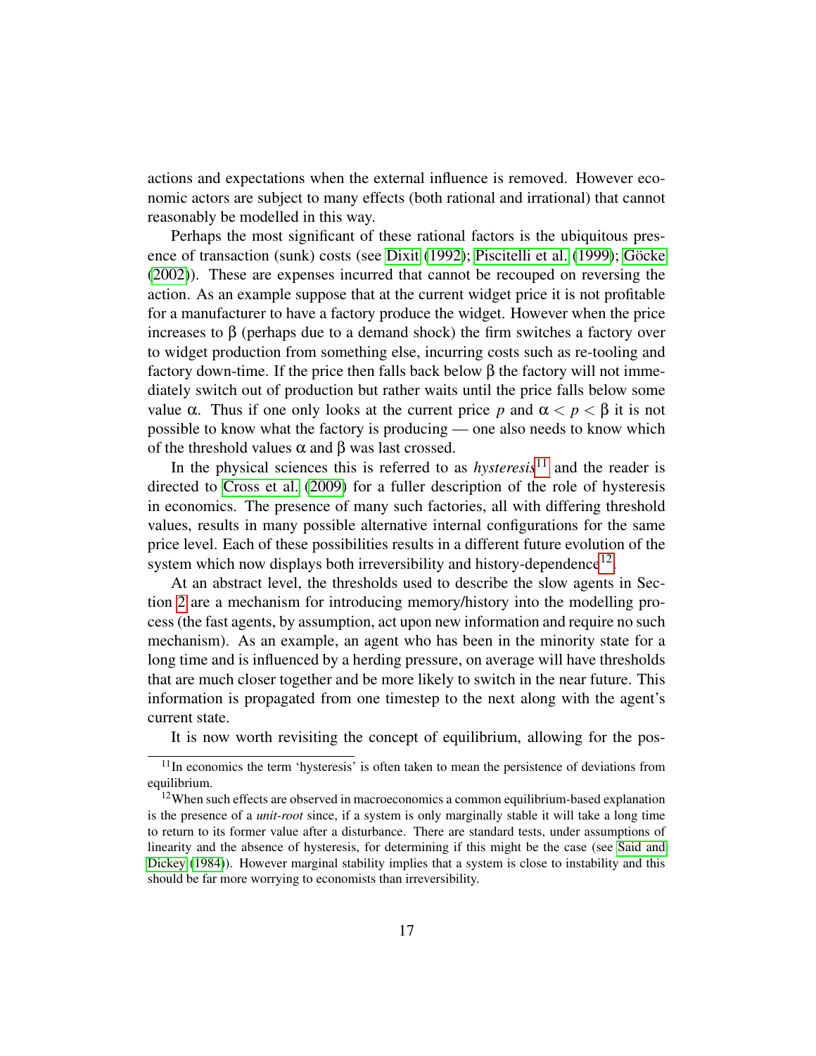actions and expectations when the external influence is removed. However economic actors are subject to many effects (both rational and irrational) that cannot reasonably be modelled in this way.

Perhaps the most significant of these rational factors is the ubiquitous presence of transaction (sunk) costs (see Dixit (1992); Piscitelli et al. (1999); Göcke (2002)). These are expenses incurred that cannot be recouped on reversing the action. As an example suppose that at the current widget price it is not profitable for a manufacturer to have a factory produce the widget. However when the price increases to $\beta$ (perhaps due to a demand shock) the firm switches a factory over to widget production from something else, incurring costs such as re-tooling and factory down-time. If the price then falls back below $\beta$ the factory will not immediately switch out of production but rather waits until the price falls below some value $\alpha$. Thus if one only looks at the current price $p$ and $\alpha < p < \beta$ it is not possible to know what the factory is producing — one also needs to know which of the threshold values $\alpha$ and $\beta$ was last crossed.

In the physical sciences this is referred to as *hysteresis*[11] and the reader is directed to Cross et al. (2009) for a fuller description of the role of hysteresis in economics. The presence of many such factories, all with differing threshold values, results in many possible alternative internal configurations for the same price level. Each of these possibilities results in a different future evolution of the system which now displays both irreversibility and history-dependence[12].

At an abstract level, the thresholds used to describe the slow agents in Section 2 are a mechanism for introducing memory/history into the modelling process (the fast agents, by assumption, act upon new information and require no such mechanism). As an example, an agent who has been in the minority state for a long time and is influenced by a herding pressure, on average will have thresholds that are much closer together and be more likely to switch in the near future. This information is propagated from one timestep to the next along with the agent's current state.

It is now worth revisiting the concept of equilibrium, allowing for the pos-

[11] In economics the term 'hysteresis' is often taken to mean the persistence of deviations from equilibrium.

[12] When such effects are observed in macroeconomics a common equilibrium-based explanation is the presence of a *unit-root* since, if a system is only marginally stable it will take a long time to return to its former value after a disturbance. There are standard tests, under assumptions of linearity and the absence of hysteresis, for determining if this might be the case (see Said and Dickey (1984)). However marginal stability implies that a system is close to instability and this should be far more worrying to economists than irreversibility.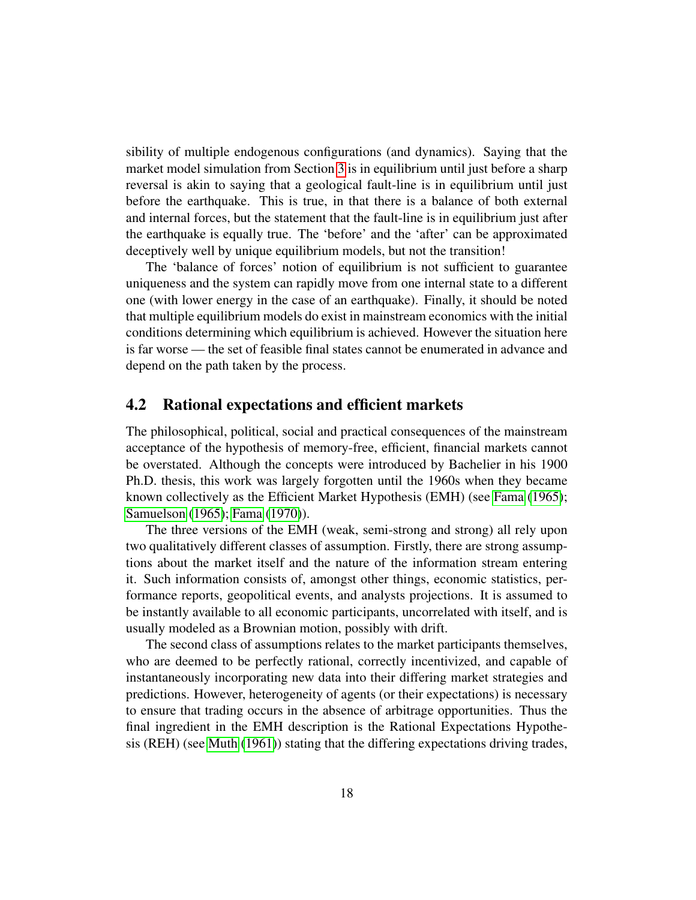sibility of multiple endogenous configurations (and dynamics). Saying that the market model simulation from Section 3 is in equilibrium until just before a sharp reversal is akin to saying that a geological fault-line is in equilibrium until just before the earthquake. This is true, in that there is a balance of both external and internal forces, but the statement that the fault-line is in equilibrium just after the earthquake is equally true. The 'before' and the 'after' can be approximated deceptively well by unique equilibrium models, but not the transition!

The 'balance of forces' notion of equilibrium is not sufficient to guarantee uniqueness and the system can rapidly move from one internal state to a different one (with lower energy in the case of an earthquake). Finally, it should be noted that multiple equilibrium models do exist in mainstream economics with the initial conditions determining which equilibrium is achieved. However the situation here is far worse — the set of feasible final states cannot be enumerated in advance and depend on the path taken by the process.

## 4.2 Rational expectations and efficient markets

The philosophical, political, social and practical consequences of the mainstream acceptance of the hypothesis of memory-free, efficient, financial markets cannot be overstated. Although the concepts were introduced by Bachelier in his 1900 Ph.D. thesis, this work was largely forgotten until the 1960s when they became known collectively as the Efficient Market Hypothesis (EMH) (see Fama (1965); Samuelson (1965); Fama (1970)).

The three versions of the EMH (weak, semi-strong and strong) all rely upon two qualitatively different classes of assumption. Firstly, there are strong assumptions about the market itself and the nature of the information stream entering it. Such information consists of, amongst other things, economic statistics, performance reports, geopolitical events, and analysts projections. It is assumed to be instantly available to all economic participants, uncorrelated with itself, and is usually modeled as a Brownian motion, possibly with drift.

The second class of assumptions relates to the market participants themselves, who are deemed to be perfectly rational, correctly incentivized, and capable of instantaneously incorporating new data into their differing market strategies and predictions. However, heterogeneity of agents (or their expectations) is necessary to ensure that trading occurs in the absence of arbitrage opportunities. Thus the final ingredient in the EMH description is the Rational Expectations Hypothesis (REH) (see Muth (1961)) stating that the differing expectations driving trades,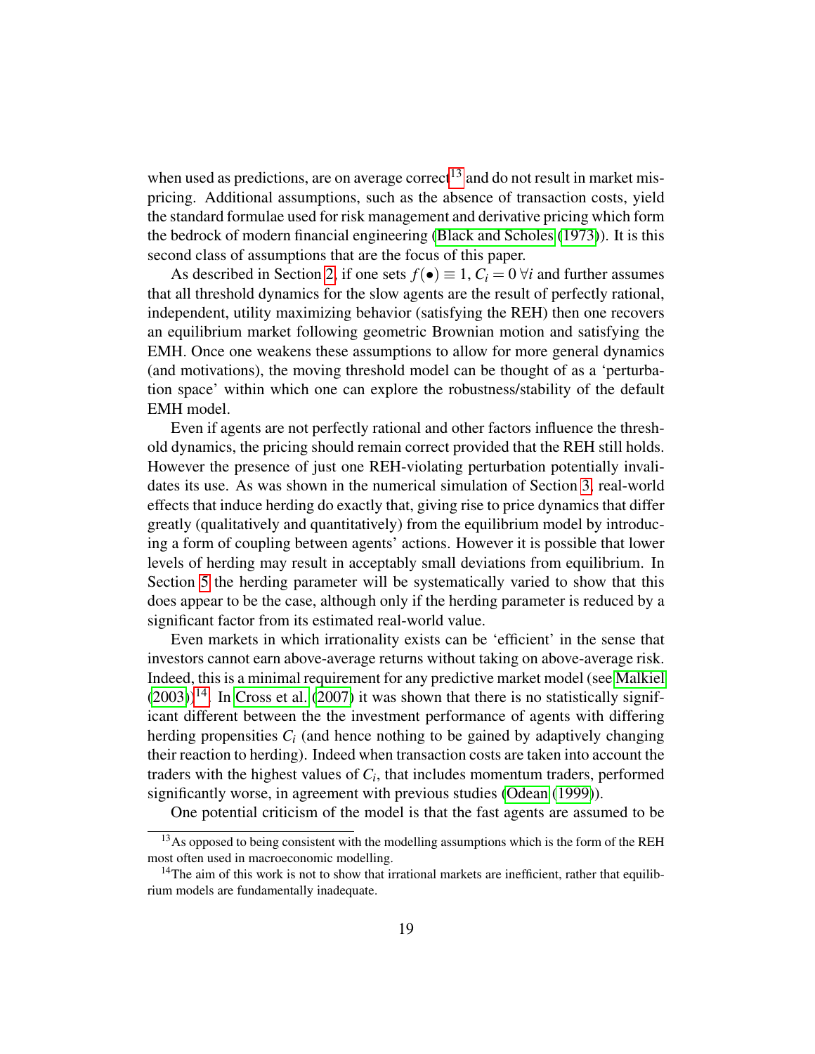when used as predictions, are on average correct[13] and do not result in market mispricing. Additional assumptions, such as the absence of transaction costs, yield the standard formulae used for risk management and derivative pricing which form the bedrock of modern financial engineering (Black and Scholes (1973)). It is this second class of assumptions that are the focus of this paper.

As described in Section 2, if one sets $f(\bullet) \equiv 1$, $C_i = 0\ \forall i$ and further assumes that all threshold dynamics for the slow agents are the result of perfectly rational, independent, utility maximizing behavior (satisfying the REH) then one recovers an equilibrium market following geometric Brownian motion and satisfying the EMH. Once one weakens these assumptions to allow for more general dynamics (and motivations), the moving threshold model can be thought of as a 'perturbation space' within which one can explore the robustness/stability of the default EMH model.

Even if agents are not perfectly rational and other factors influence the threshold dynamics, the pricing should remain correct provided that the REH still holds. However the presence of just one REH-violating perturbation potentially invalidates its use. As was shown in the numerical simulation of Section 3, real-world effects that induce herding do exactly that, giving rise to price dynamics that differ greatly (qualitatively and quantitatively) from the equilibrium model by introducing a form of coupling between agents' actions. However it is possible that lower levels of herding may result in acceptably small deviations from equilibrium. In Section 5 the herding parameter will be systematically varied to show that this does appear to be the case, although only if the herding parameter is reduced by a significant factor from its estimated real-world value.

Even markets in which irrationality exists can be 'efficient' in the sense that investors cannot earn above-average returns without taking on above-average risk. Indeed, this is a minimal requirement for any predictive market model (see Malkiel (2003))[14]. In Cross et al. (2007) it was shown that there is no statistically significant different between the the investment performance of agents with differing herding propensities $C_i$ (and hence nothing to be gained by adaptively changing their reaction to herding). Indeed when transaction costs are taken into account the traders with the highest values of $C_i$, that includes momentum traders, performed significantly worse, in agreement with previous studies (Odean (1999)).

One potential criticism of the model is that the fast agents are assumed to be

[13] As opposed to being consistent with the modelling assumptions which is the form of the REH most often used in macroeconomic modelling.

[14] The aim of this work is not to show that irrational markets are inefficient, rather that equilibrium models are fundamentally inadequate.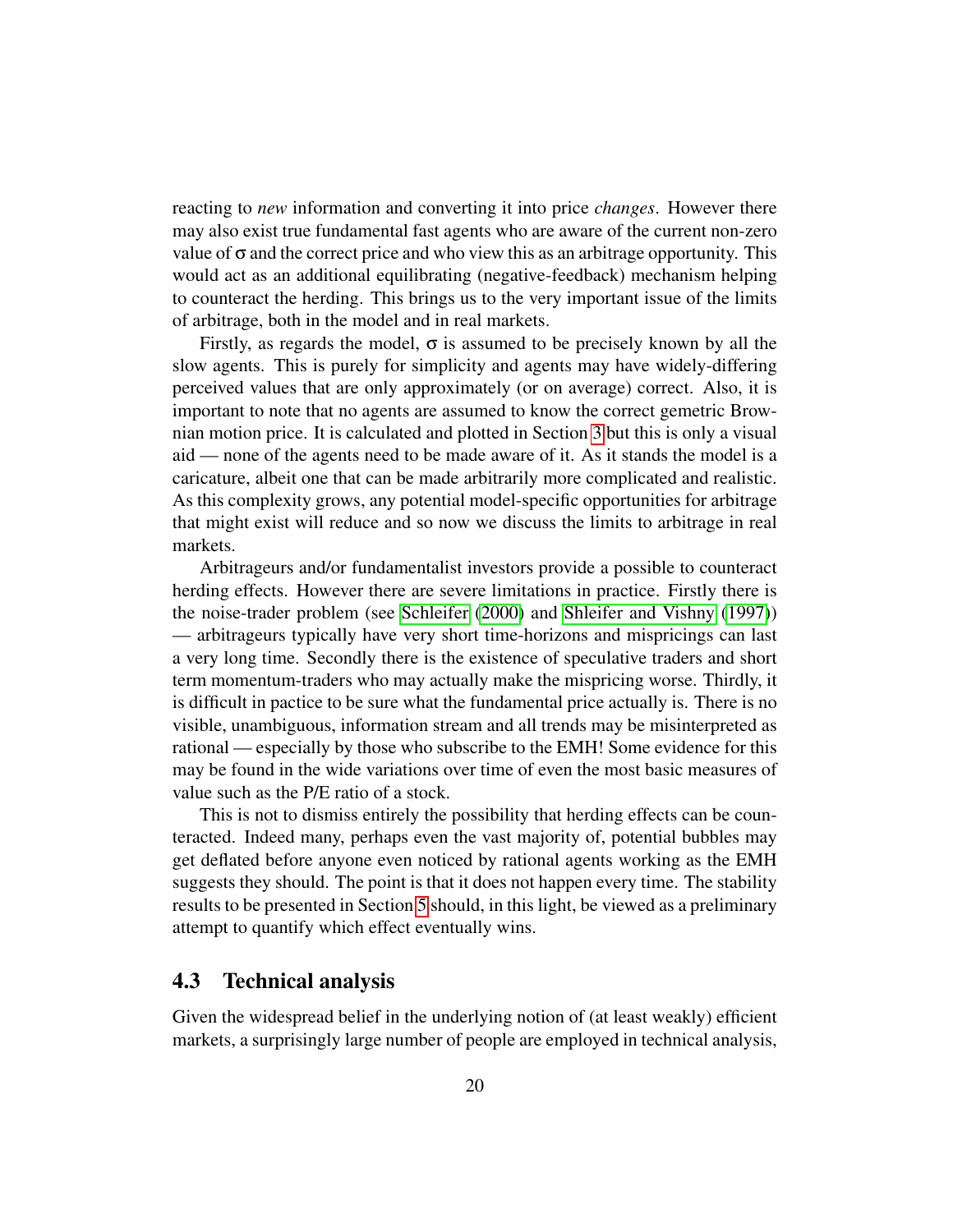reacting to *new* information and converting it into price *changes*. However there may also exist true fundamental fast agents who are aware of the current non-zero value of $\sigma$ and the correct price and who view this as an arbitrage opportunity. This would act as an additional equilibrating (negative-feedback) mechanism helping to counteract the herding. This brings us to the very important issue of the limits of arbitrage, both in the model and in real markets.

Firstly, as regards the model, $\sigma$ is assumed to be precisely known by all the slow agents. This is purely for simplicity and agents may have widely-differing perceived values that are only approximately (or on average) correct. Also, it is important to note that no agents are assumed to know the correct gemetric Brownian motion price. It is calculated and plotted in Section 3 but this is only a visual aid — none of the agents need to be made aware of it. As it stands the model is a caricature, albeit one that can be made arbitrarily more complicated and realistic. As this complexity grows, any potential model-specific opportunities for arbitrage that might exist will reduce and so now we discuss the limits to arbitrage in real markets.

Arbitrageurs and/or fundamentalist investors provide a possible to counteract herding effects. However there are severe limitations in practice. Firstly there is the noise-trader problem (see Schleifer (2000) and Shleifer and Vishny (1997)) — arbitrageurs typically have very short time-horizons and mispricings can last a very long time. Secondly there is the existence of speculative traders and short term momentum-traders who may actually make the mispricing worse. Thirdly, it is difficult in pactice to be sure what the fundamental price actually is. There is no visible, unambiguous, information stream and all trends may be misinterpreted as rational — especially by those who subscribe to the EMH! Some evidence for this may be found in the wide variations over time of even the most basic measures of value such as the P/E ratio of a stock.

This is not to dismiss entirely the possibility that herding effects can be counteracted. Indeed many, perhaps even the vast majority of, potential bubbles may get deflated before anyone even noticed by rational agents working as the EMH suggests they should. The point is that it does not happen every time. The stability results to be presented in Section 5 should, in this light, be viewed as a preliminary attempt to quantify which effect eventually wins.

## 4.3 Technical analysis

Given the widespread belief in the underlying notion of (at least weakly) efficient markets, a surprisingly large number of people are employed in technical analysis,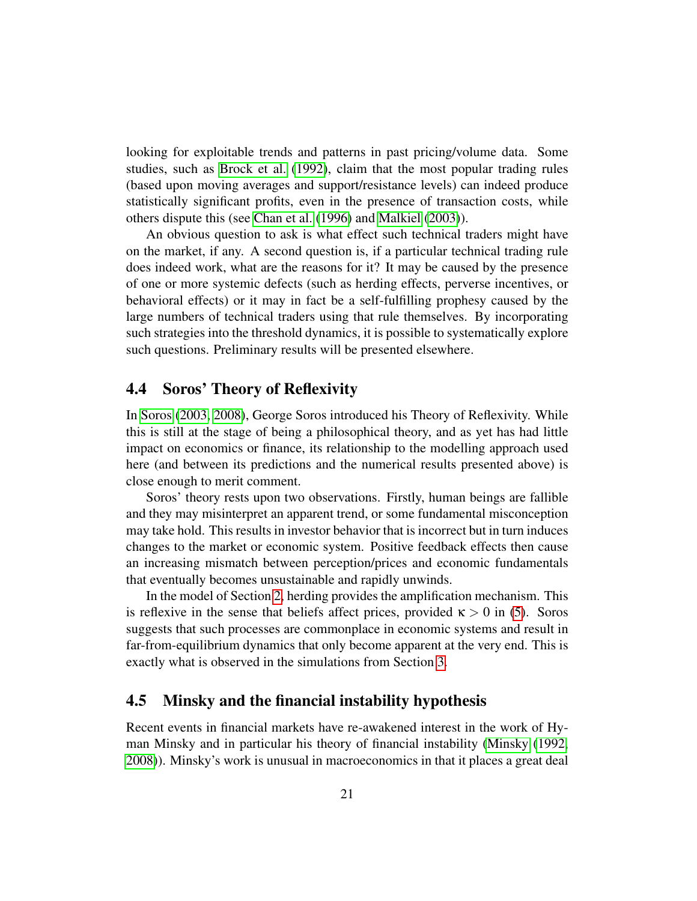looking for exploitable trends and patterns in past pricing/volume data. Some studies, such as Brock et al. (1992), claim that the most popular trading rules (based upon moving averages and support/resistance levels) can indeed produce statistically significant profits, even in the presence of transaction costs, while others dispute this (see Chan et al. (1996) and Malkiel (2003)).

An obvious question to ask is what effect such technical traders might have on the market, if any. A second question is, if a particular technical trading rule does indeed work, what are the reasons for it? It may be caused by the presence of one or more systemic defects (such as herding effects, perverse incentives, or behavioral effects) or it may in fact be a self-fulfilling prophesy caused by the large numbers of technical traders using that rule themselves. By incorporating such strategies into the threshold dynamics, it is possible to systematically explore such questions. Preliminary results will be presented elsewhere.

## 4.4 Soros' Theory of Reflexivity

In Soros (2003, 2008), George Soros introduced his Theory of Reflexivity. While this is still at the stage of being a philosophical theory, and as yet has had little impact on economics or finance, its relationship to the modelling approach used here (and between its predictions and the numerical results presented above) is close enough to merit comment.

Soros' theory rests upon two observations. Firstly, human beings are fallible and they may misinterpret an apparent trend, or some fundamental misconception may take hold. This results in investor behavior that is incorrect but in turn induces changes to the market or economic system. Positive feedback effects then cause an increasing mismatch between perception/prices and economic fundamentals that eventually becomes unsustainable and rapidly unwinds.

In the model of Section 2, herding provides the amplification mechanism. This is reflexive in the sense that beliefs affect prices, provided $\kappa > 0$ in (5). Soros suggests that such processes are commonplace in economic systems and result in far-from-equilibrium dynamics that only become apparent at the very end. This is exactly what is observed in the simulations from Section 3.

## 4.5 Minsky and the financial instability hypothesis

Recent events in financial markets have re-awakened interest in the work of Hyman Minsky and in particular his theory of financial instability (Minsky (1992, 2008)). Minsky's work is unusual in macroeconomics in that it places a great deal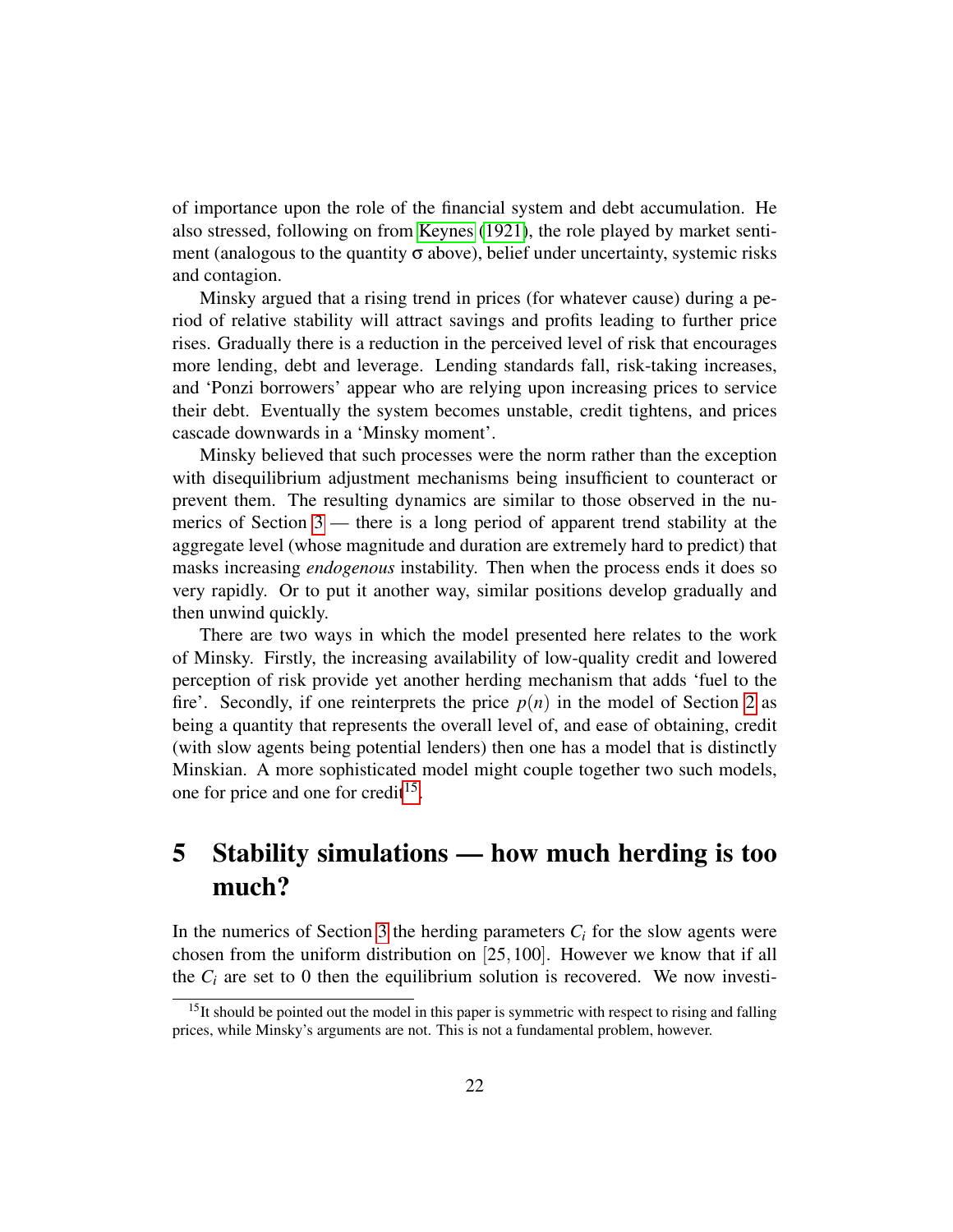of importance upon the role of the financial system and debt accumulation. He also stressed, following on from Keynes (1921), the role played by market sentiment (analogous to the quantity $\sigma$ above), belief under uncertainty, systemic risks and contagion.

Minsky argued that a rising trend in prices (for whatever cause) during a period of relative stability will attract savings and profits leading to further price rises. Gradually there is a reduction in the perceived level of risk that encourages more lending, debt and leverage. Lending standards fall, risk-taking increases, and 'Ponzi borrowers' appear who are relying upon increasing prices to service their debt. Eventually the system becomes unstable, credit tightens, and prices cascade downwards in a 'Minsky moment'.

Minsky believed that such processes were the norm rather than the exception with disequilibrium adjustment mechanisms being insufficient to counteract or prevent them. The resulting dynamics are similar to those observed in the numerics of Section 3 — there is a long period of apparent trend stability at the aggregate level (whose magnitude and duration are extremely hard to predict) that masks increasing *endogenous* instability. Then when the process ends it does so very rapidly. Or to put it another way, similar positions develop gradually and then unwind quickly.

There are two ways in which the model presented here relates to the work of Minsky. Firstly, the increasing availability of low-quality credit and lowered perception of risk provide yet another herding mechanism that adds 'fuel to the fire'. Secondly, if one reinterprets the price $p(n)$ in the model of Section 2 as being a quantity that represents the overall level of, and ease of obtaining, credit (with slow agents being potential lenders) then one has a model that is distinctly Minskian. A more sophisticated model might couple together two such models, one for price and one for credit[15].

# 5 Stability simulations — how much herding is too much?

In the numerics of Section 3 the herding parameters $C_i$ for the slow agents were chosen from the uniform distribution on $[25, 100]$. However we know that if all the $C_i$ are set to 0 then the equilibrium solution is recovered. We now investi-

[15] It should be pointed out the model in this paper is symmetric with respect to rising and falling prices, while Minsky's arguments are not. This is not a fundamental problem, however.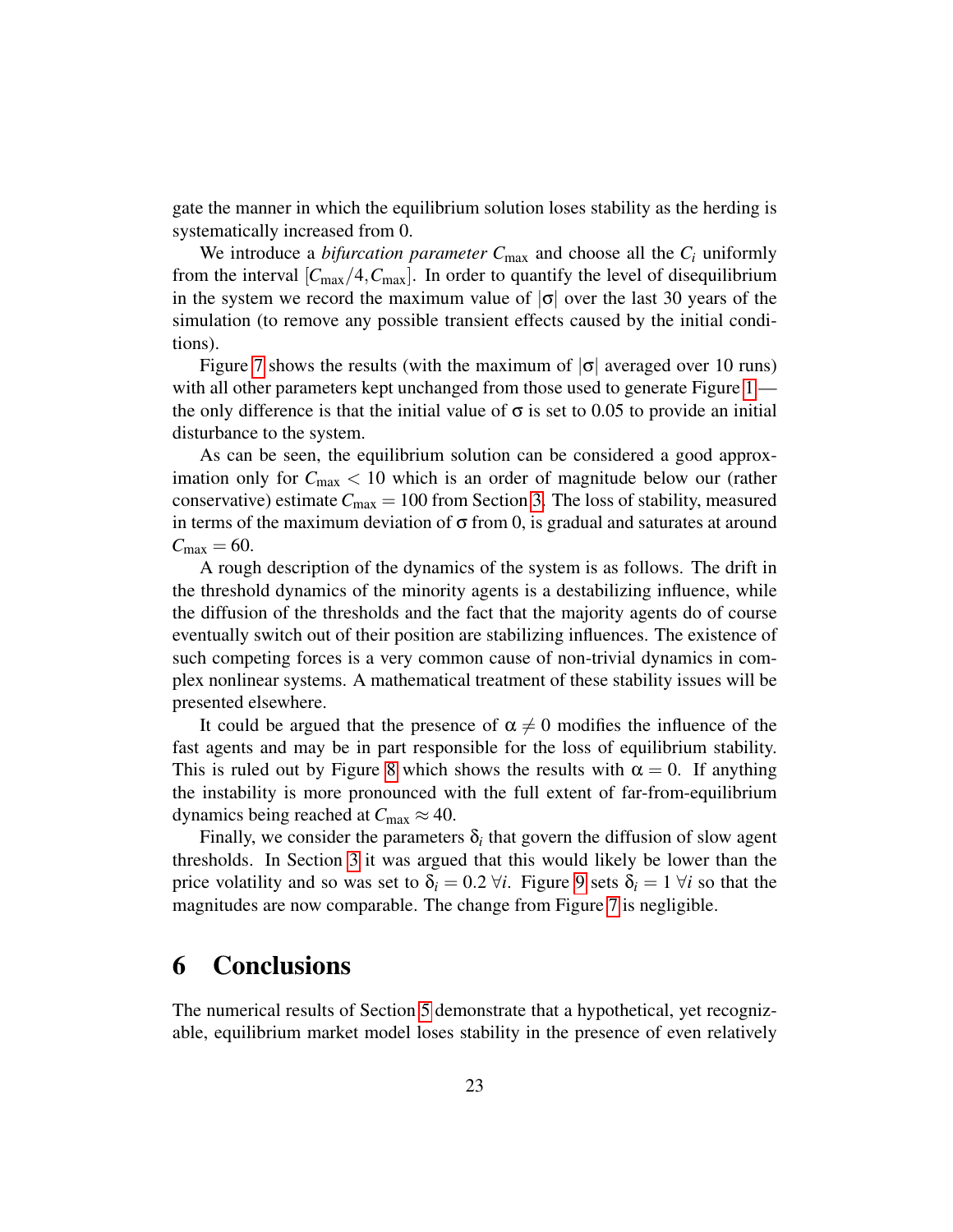gate the manner in which the equilibrium solution loses stability as the herding is systematically increased from 0.

We introduce a *bifurcation parameter* $C_{\max}$ and choose all the $C_i$ uniformly from the interval $[C_{\max}/4, C_{\max}]$. In order to quantify the level of disequilibrium in the system we record the maximum value of $|\sigma|$ over the last 30 years of the simulation (to remove any possible transient effects caused by the initial conditions).

Figure 7 shows the results (with the maximum of $|\sigma|$ averaged over 10 runs) with all other parameters kept unchanged from those used to generate Figure 1 — the only difference is that the initial value of $\sigma$ is set to 0.05 to provide an initial disturbance to the system.

As can be seen, the equilibrium solution can be considered a good approximation only for $C_{\max} < 10$ which is an order of magnitude below our (rather conservative) estimate $C_{\max} = 100$ from Section 3. The loss of stability, measured in terms of the maximum deviation of $\sigma$ from 0, is gradual and saturates at around $C_{\max} = 60$.

A rough description of the dynamics of the system is as follows. The drift in the threshold dynamics of the minority agents is a destabilizing influence, while the diffusion of the thresholds and the fact that the majority agents do of course eventually switch out of their position are stabilizing influences. The existence of such competing forces is a very common cause of non-trivial dynamics in complex nonlinear systems. A mathematical treatment of these stability issues will be presented elsewhere.

It could be argued that the presence of $\alpha \neq 0$ modifies the influence of the fast agents and may be in part responsible for the loss of equilibrium stability. This is ruled out by Figure 8 which shows the results with $\alpha = 0$. If anything the instability is more pronounced with the full extent of far-from-equilibrium dynamics being reached at $C_{\max} \approx 40$.

Finally, we consider the parameters $\delta_i$ that govern the diffusion of slow agent thresholds. In Section 3 it was argued that this would likely be lower than the price volatility and so was set to $\delta_i = 0.2\ \forall i$. Figure 9 sets $\delta_i = 1\ \forall i$ so that the magnitudes are now comparable. The change from Figure 7 is negligible.

# 6 Conclusions

The numerical results of Section 5 demonstrate that a hypothetical, yet recognizable, equilibrium market model loses stability in the presence of even relatively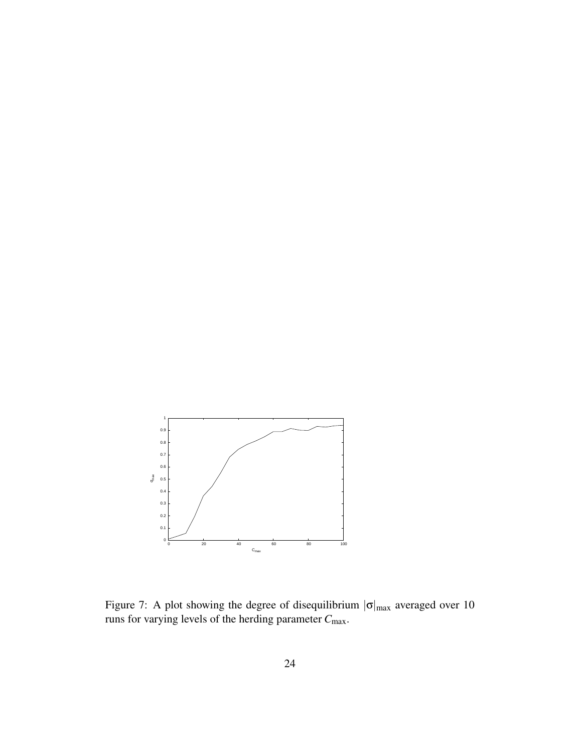1
0.9
0.8
0.7
0.6
0.5
0.4
0.3
0.2
0.1
0

$\sigma_{max}$

0
20
40
60
80
100

$C_{max}$

Figure 7: A plot showing the degree of disequilibrium $|\sigma|_{max}$ averaged over 10 runs for varying levels of the herding parameter $C_{max}$.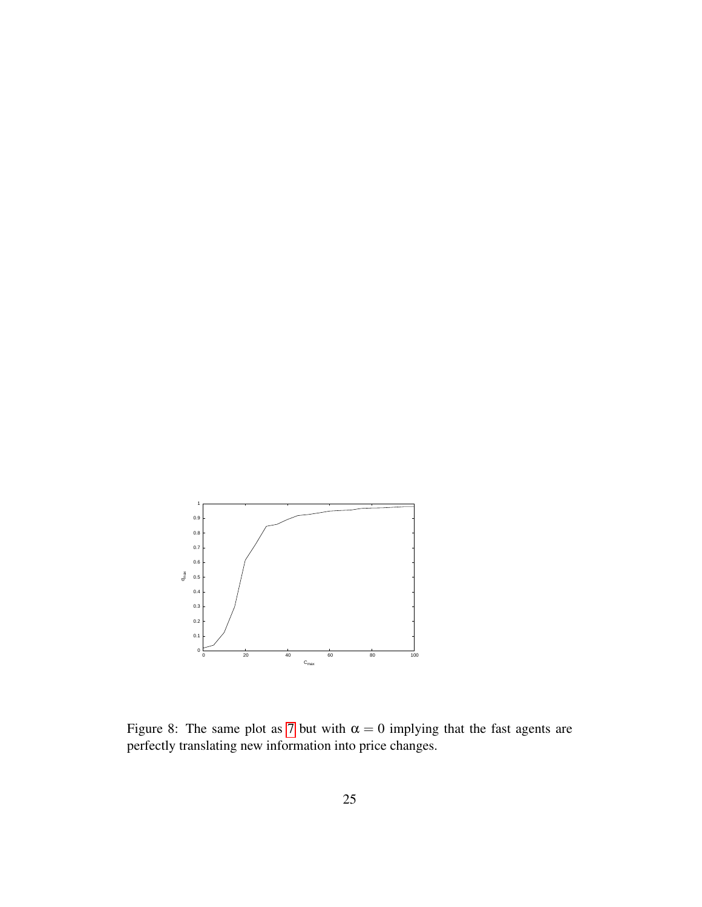1
0.9
0.8
0.7
0.6
0.5
0.4
0.3
0.2
0.1
0

$q_{max}$

0
20
40
60
80
100

$c_{max}$

Figure 8: The same plot as 7 but with $\alpha = 0$ implying that the fast agents are perfectly translating new information into price changes.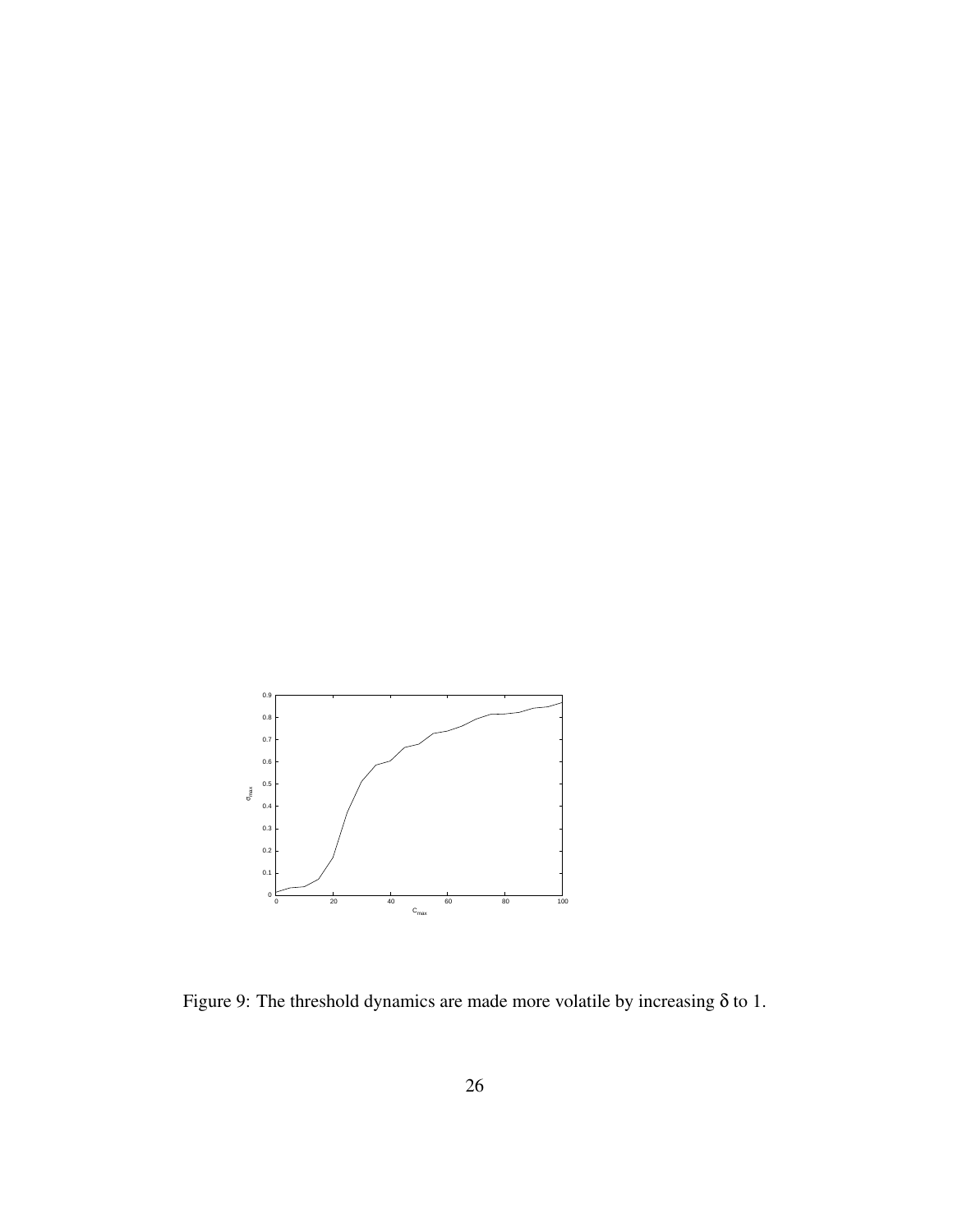0.9
0.8
0.7
0.6
0.5
0.4
0.3
0.2
0.1
0

$\sigma_{max}$

0 20 40 60 80 100

$c_{max}$

Figure 9: The threshold dynamics are made more volatile by increasing $\delta$ to 1.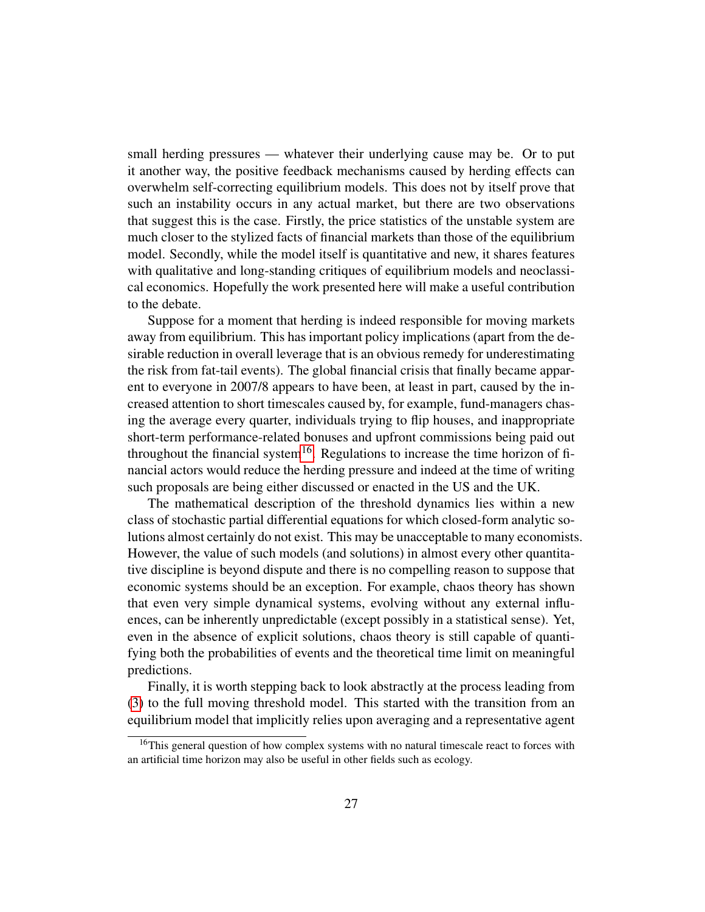small herding pressures — whatever their underlying cause may be. Or to put it another way, the positive feedback mechanisms caused by herding effects can overwhelm self-correcting equilibrium models. This does not by itself prove that such an instability occurs in any actual market, but there are two observations that suggest this is the case. Firstly, the price statistics of the unstable system are much closer to the stylized facts of financial markets than those of the equilibrium model. Secondly, while the model itself is quantitative and new, it shares features with qualitative and long-standing critiques of equilibrium models and neoclassical economics. Hopefully the work presented here will make a useful contribution to the debate.

Suppose for a moment that herding is indeed responsible for moving markets away from equilibrium. This has important policy implications (apart from the desirable reduction in overall leverage that is an obvious remedy for underestimating the risk from fat-tail events). The global financial crisis that finally became apparent to everyone in 2007/8 appears to have been, at least in part, caused by the increased attention to short timescales caused by, for example, fund-managers chasing the average every quarter, individuals trying to flip houses, and inappropriate short-term performance-related bonuses and upfront commissions being paid out throughout the financial system[16]. Regulations to increase the time horizon of financial actors would reduce the herding pressure and indeed at the time of writing such proposals are being either discussed or enacted in the US and the UK.

The mathematical description of the threshold dynamics lies within a new class of stochastic partial differential equations for which closed-form analytic solutions almost certainly do not exist. This may be unacceptable to many economists. However, the value of such models (and solutions) in almost every other quantitative discipline is beyond dispute and there is no compelling reason to suppose that economic systems should be an exception. For example, chaos theory has shown that even very simple dynamical systems, evolving without any external influences, can be inherently unpredictable (except possibly in a statistical sense). Yet, even in the absence of explicit solutions, chaos theory is still capable of quantifying both the probabilities of events and the theoretical time limit on meaningful predictions.

Finally, it is worth stepping back to look abstractly at the process leading from (3) to the full moving threshold model. This started with the transition from an equilibrium model that implicitly relies upon averaging and a representative agent

[16] This general question of how complex systems with no natural timescale react to forces with an artificial time horizon may also be useful in other fields such as ecology.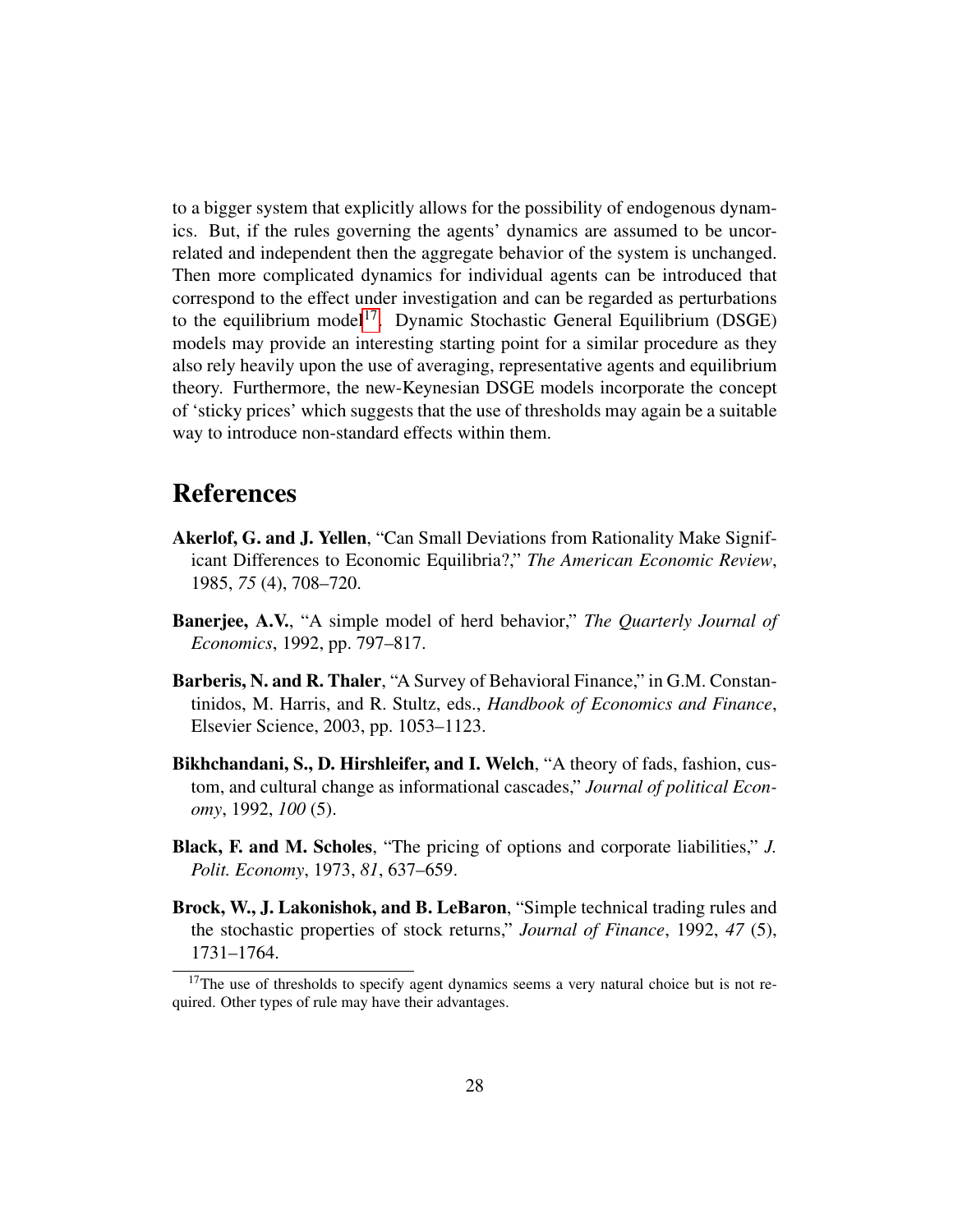to a bigger system that explicitly allows for the possibility of endogenous dynamics. But, if the rules governing the agents' dynamics are assumed to be uncorrelated and independent then the aggregate behavior of the system is unchanged. Then more complicated dynamics for individual agents can be introduced that correspond to the effect under investigation and can be regarded as perturbations to the equilibrium model[17]. Dynamic Stochastic General Equilibrium (DSGE) models may provide an interesting starting point for a similar procedure as they also rely heavily upon the use of averaging, representative agents and equilibrium theory. Furthermore, the new-Keynesian DSGE models incorporate the concept of 'sticky prices' which suggests that the use of thresholds may again be a suitable way to introduce non-standard effects within them.

# References

**Akerlof, G. and J. Yellen**, "Can Small Deviations from Rationality Make Significant Differences to Economic Equilibria?," *The American Economic Review*, 1985, *75* (4), 708–720.

**Banerjee, A.V.**, "A simple model of herd behavior," *The Quarterly Journal of Economics*, 1992, pp. 797–817.

**Barberis, N. and R. Thaler**, "A Survey of Behavioral Finance," in G.M. Constantinidos, M. Harris, and R. Stultz, eds., *Handbook of Economics and Finance*, Elsevier Science, 2003, pp. 1053–1123.

**Bikhchandani, S., D. Hirshleifer, and I. Welch**, "A theory of fads, fashion, custom, and cultural change as informational cascades," *Journal of political Economy*, 1992, *100* (5).

**Black, F. and M. Scholes**, "The pricing of options and corporate liabilities," *J. Polit. Economy*, 1973, *81*, 637–659.

**Brock, W., J. Lakonishok, and B. LeBaron**, "Simple technical trading rules and the stochastic properties of stock returns," *Journal of Finance*, 1992, *47* (5), 1731–1764.

[17] The use of thresholds to specify agent dynamics seems a very natural choice but is not required. Other types of rule may have their advantages.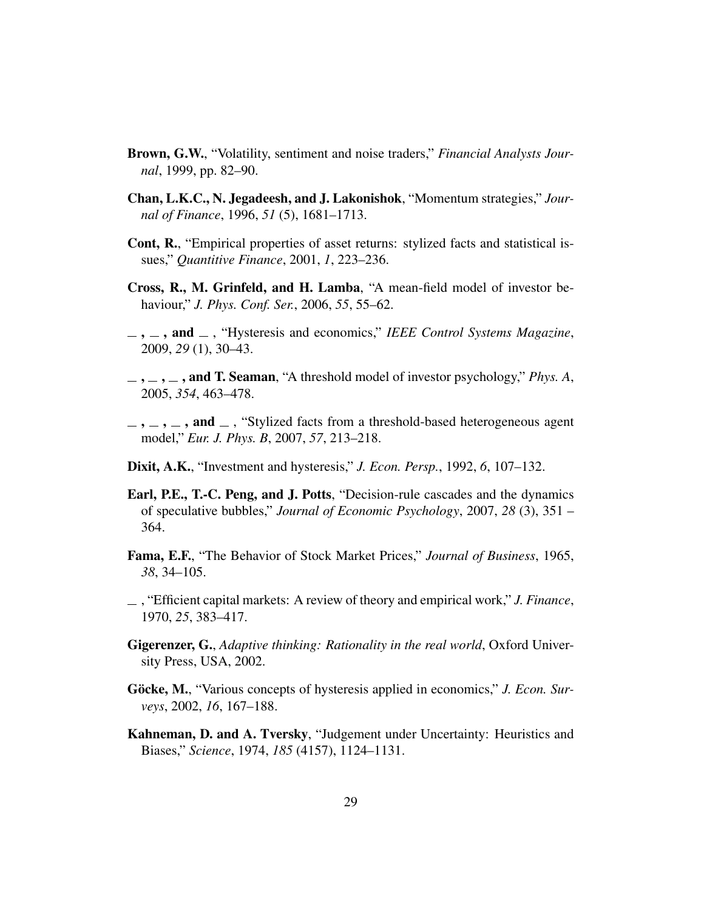**Brown, G.W.**, "Volatility, sentiment and noise traders," *Financial Analysts Journal*, 1999, pp. 82–90.

**Chan, L.K.C., N. Jegadeesh, and J. Lakonishok**, "Momentum strategies," *Journal of Finance*, 1996, *51* (5), 1681–1713.

**Cont, R.**, "Empirical properties of asset returns: stylized facts and statistical issues," *Quantitive Finance*, 2001, *1*, 223–236.

**Cross, R., M. Grinfeld, and H. Lamba**, "A mean-field model of investor behaviour," *J. Phys. Conf. Ser.*, 2006, *55*, 55–62.

**_ , _ , and _** , "Hysteresis and economics," *IEEE Control Systems Magazine*, 2009, *29* (1), 30–43.

**_ , _ , _ , and T. Seaman**, "A threshold model of investor psychology," *Phys. A*, 2005, *354*, 463–478.

**_ , _ , _ , and _** , "Stylized facts from a threshold-based heterogeneous agent model," *Eur. J. Phys. B*, 2007, *57*, 213–218.

**Dixit, A.K.**, "Investment and hysteresis," *J. Econ. Persp.*, 1992, *6*, 107–132.

**Earl, P.E., T.-C. Peng, and J. Potts**, "Decision-rule cascades and the dynamics of speculative bubbles," *Journal of Economic Psychology*, 2007, *28* (3), 351 – 364.

**Fama, E.F.**, "The Behavior of Stock Market Prices," *Journal of Business*, 1965, *38*, 34–105.

_ , "Efficient capital markets: A review of theory and empirical work," *J. Finance*, 1970, *25*, 383–417.

**Gigerenzer, G.**, *Adaptive thinking: Rationality in the real world*, Oxford University Press, USA, 2002.

**Göcke, M.**, "Various concepts of hysteresis applied in economics," *J. Econ. Surveys*, 2002, *16*, 167–188.

**Kahneman, D. and A. Tversky**, "Judgement under Uncertainty: Heuristics and Biases," *Science*, 1974, *185* (4157), 1124–1131.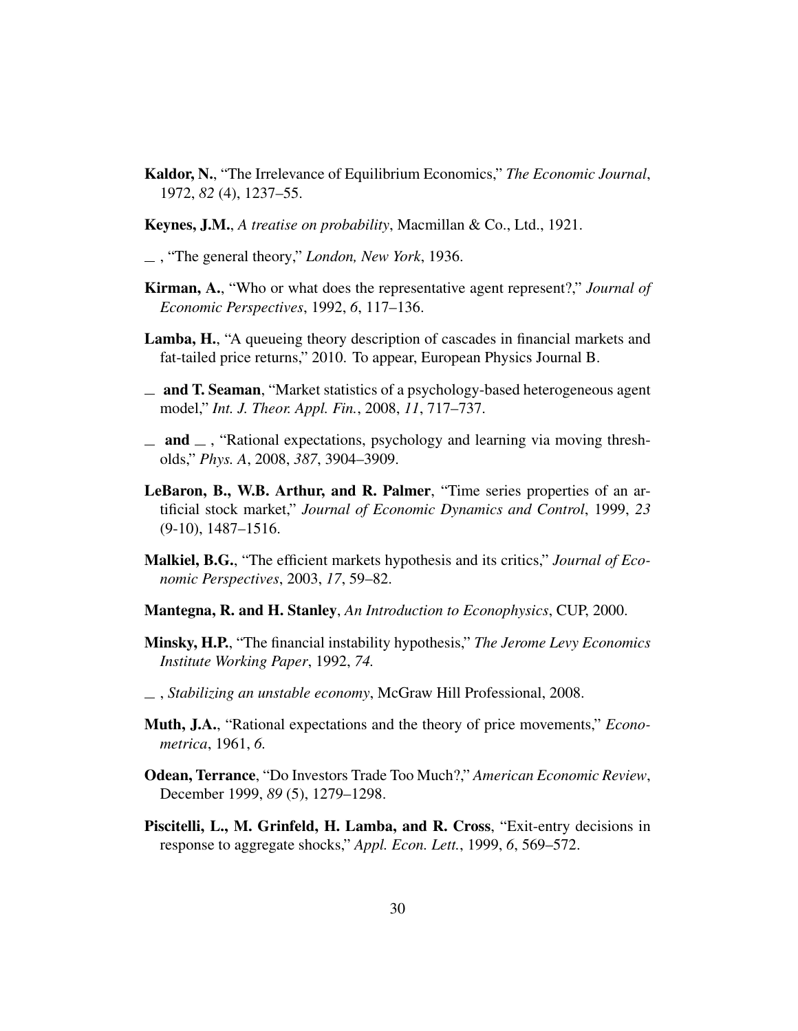**Kaldor, N.**, "The Irrelevance of Equilibrium Economics," *The Economic Journal*, 1972, *82* (4), 1237–55.

**Keynes, J.M.**, *A treatise on probability*, Macmillan & Co., Ltd., 1921.

\_ , "The general theory," *London, New York*, 1936.

**Kirman, A.**, "Who or what does the representative agent represent?," *Journal of Economic Perspectives*, 1992, *6*, 117–136.

**Lamba, H.**, "A queueing theory description of cascades in financial markets and fat-tailed price returns," 2010. To appear, European Physics Journal B.

\_ **and T. Seaman**, "Market statistics of a psychology-based heterogeneous agent model," *Int. J. Theor. Appl. Fin.*, 2008, *11*, 717–737.

\_ **and** \_ , "Rational expectations, psychology and learning via moving thresholds," *Phys. A*, 2008, *387*, 3904–3909.

**LeBaron, B., W.B. Arthur, and R. Palmer**, "Time series properties of an artificial stock market," *Journal of Economic Dynamics and Control*, 1999, *23* (9-10), 1487–1516.

**Malkiel, B.G.**, "The efficient markets hypothesis and its critics," *Journal of Economic Perspectives*, 2003, *17*, 59–82.

**Mantegna, R. and H. Stanley**, *An Introduction to Econophysics*, CUP, 2000.

**Minsky, H.P.**, "The financial instability hypothesis," *The Jerome Levy Economics Institute Working Paper*, 1992, *74.*

\_ , *Stabilizing an unstable economy*, McGraw Hill Professional, 2008.

**Muth, J.A.**, "Rational expectations and the theory of price movements," *Econometrica*, 1961, *6.*

**Odean, Terrance**, "Do Investors Trade Too Much?," *American Economic Review*, December 1999, *89* (5), 1279–1298.

**Piscitelli, L., M. Grinfeld, H. Lamba, and R. Cross**, "Exit-entry decisions in response to aggregate shocks," *Appl. Econ. Lett.*, 1999, *6*, 569–572.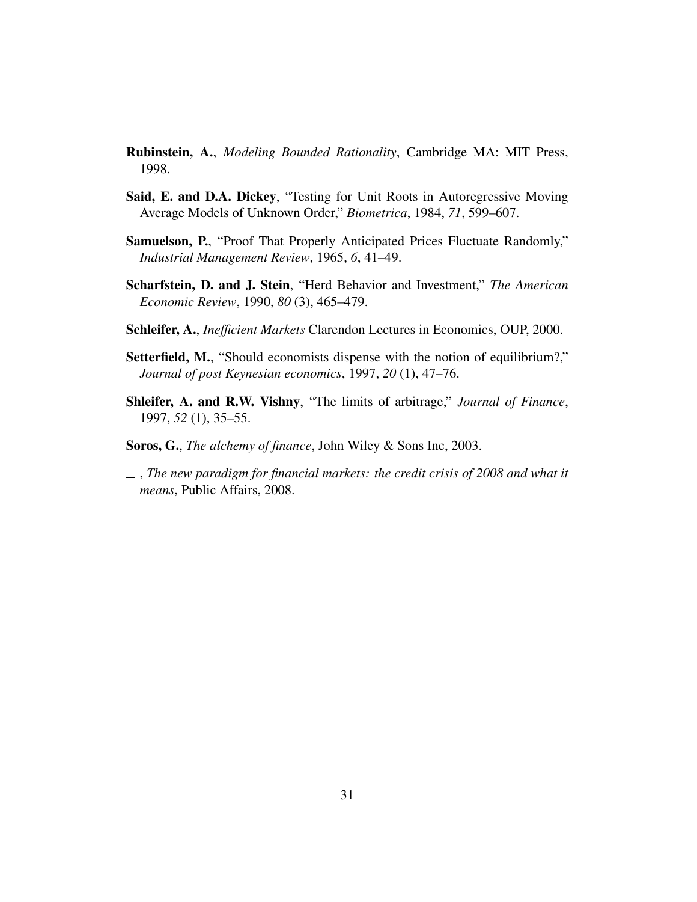**Rubinstein, A.**, *Modeling Bounded Rationality*, Cambridge MA: MIT Press, 1998.

**Said, E. and D.A. Dickey**, "Testing for Unit Roots in Autoregressive Moving Average Models of Unknown Order," *Biometrica*, 1984, *71*, 599–607.

**Samuelson, P.**, "Proof That Properly Anticipated Prices Fluctuate Randomly," *Industrial Management Review*, 1965, *6*, 41–49.

**Scharfstein, D. and J. Stein**, "Herd Behavior and Investment," *The American Economic Review*, 1990, *80* (3), 465–479.

**Schleifer, A.**, *Inefficient Markets* Clarendon Lectures in Economics, OUP, 2000.

**Setterfield, M.**, "Should economists dispense with the notion of equilibrium?," *Journal of post Keynesian economics*, 1997, *20* (1), 47–76.

**Shleifer, A. and R.W. Vishny**, "The limits of arbitrage," *Journal of Finance*, 1997, *52* (1), 35–55.

**Soros, G.**, *The alchemy of finance*, John Wiley & Sons Inc, 2003.

_ , *The new paradigm for financial markets: the credit crisis of 2008 and what it means*, Public Affairs, 2008.